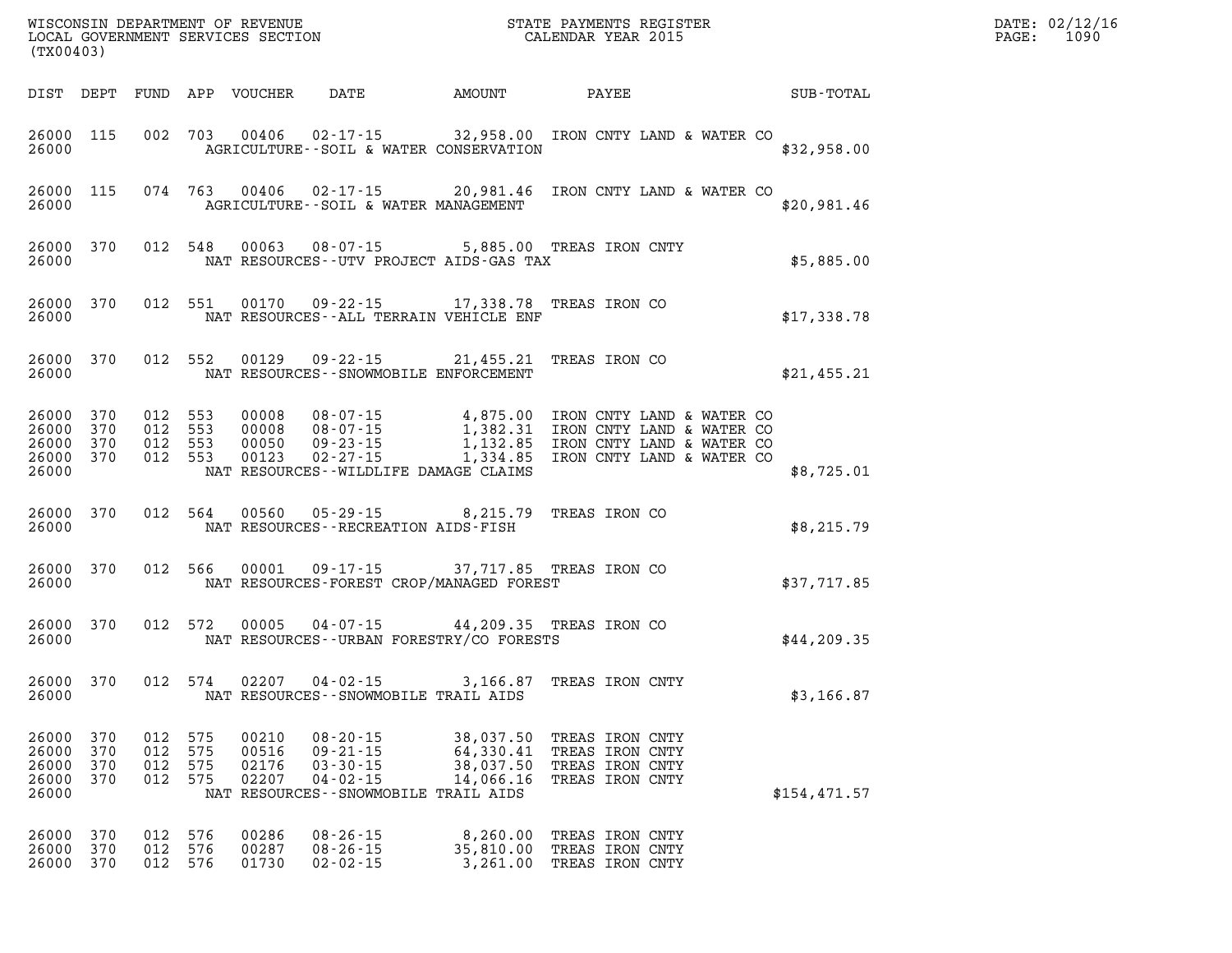WISCONSIN DEPARTMENT OF REVENUE
LOCAL GOVERNMENT SERVICES SECTION
(TX00403)

STATE PAYMENTS REGISTER
CALENDAR YEAR 2015

DATE: 02/12/16
PAGE: 1090

| DIST | DEPT | FUND | APP | VOUCHER | DATE | AMOUNT | PAYEE | SUB-TOTAL |
|---|---|---|---|---|---|---|---|---|
| 26000 | 115 | 002 | 703 | 00406 | 02-17-15 | 32,958.00 | IRON CNTY LAND & WATER CO | |
| 26000 | | | | AGRICULTURE--SOIL & WATER CONSERVATION | | | | $32,958.00 |
| 26000 | 115 | 074 | 763 | 00406 | 02-17-15 | 20,981.46 | IRON CNTY LAND & WATER CO | |
| 26000 | | | | AGRICULTURE--SOIL & WATER MANAGEMENT | | | | $20,981.46 |
| 26000 | 370 | 012 | 548 | 00063 | 08-07-15 | 5,885.00 | TREAS IRON CNTY | |
| 26000 | | | | NAT RESOURCES--UTV PROJECT AIDS-GAS TAX | | | | $5,885.00 |
| 26000 | 370 | 012 | 551 | 00170 | 09-22-15 | 17,338.78 | TREAS IRON CO | |
| 26000 | | | | NAT RESOURCES--ALL TERRAIN VEHICLE ENF | | | | $17,338.78 |
| 26000 | 370 | 012 | 552 | 00129 | 09-22-15 | 21,455.21 | TREAS IRON CO | |
| 26000 | | | | NAT RESOURCES--SNOWMOBILE ENFORCEMENT | | | | $21,455.21 |
| 26000 | 370 | 012 | 553 | 00008 | 08-07-15 | 4,875.00 | IRON CNTY LAND & WATER CO | |
| 26000 | 370 | 012 | 553 | 00008 | 08-07-15 | 1,382.31 | IRON CNTY LAND & WATER CO | |
| 26000 | 370 | 012 | 553 | 00050 | 09-23-15 | 1,132.85 | IRON CNTY LAND & WATER CO | |
| 26000 | 370 | 012 | 553 | 00123 | 02-27-15 | 1,334.85 | IRON CNTY LAND & WATER CO | |
| 26000 | | | | NAT RESOURCES--WILDLIFE DAMAGE CLAIMS | | | | $8,725.01 |
| 26000 | 370 | 012 | 564 | 00560 | 05-29-15 | 8,215.79 | TREAS IRON CO | |
| 26000 | | | | NAT RESOURCES--RECREATION AIDS-FISH | | | | $8,215.79 |
| 26000 | 370 | 012 | 566 | 00001 | 09-17-15 | 37,717.85 | TREAS IRON CO | |
| 26000 | | | | NAT RESOURCES-FOREST CROP/MANAGED FOREST | | | | $37,717.85 |
| 26000 | 370 | 012 | 572 | 00005 | 04-07-15 | 44,209.35 | TREAS IRON CO | |
| 26000 | | | | NAT RESOURCES--URBAN FORESTRY/CO FORESTS | | | | $44,209.35 |
| 26000 | 370 | 012 | 574 | 02207 | 04-02-15 | 3,166.87 | TREAS IRON CNTY | |
| 26000 | | | | NAT RESOURCES--SNOWMOBILE TRAIL AIDS | | | | $3,166.87 |
| 26000 | 370 | 012 | 575 | 00210 | 08-20-15 | 38,037.50 | TREAS IRON CNTY | |
| 26000 | 370 | 012 | 575 | 00516 | 09-21-15 | 64,330.41 | TREAS IRON CNTY | |
| 26000 | 370 | 012 | 575 | 02176 | 03-30-15 | 38,037.50 | TREAS IRON CNTY | |
| 26000 | 370 | 012 | 575 | 02207 | 04-02-15 | 14,066.16 | TREAS IRON CNTY | |
| 26000 | | | | NAT RESOURCES--SNOWMOBILE TRAIL AIDS | | | | $154,471.57 |
| 26000 | 370 | 012 | 576 | 00286 | 08-26-15 | 8,260.00 | TREAS IRON CNTY | |
| 26000 | 370 | 012 | 576 | 00287 | 08-26-15 | 35,810.00 | TREAS IRON CNTY | |
| 26000 | 370 | 012 | 576 | 01730 | 02-02-15 | 3,261.00 | TREAS IRON CNTY | |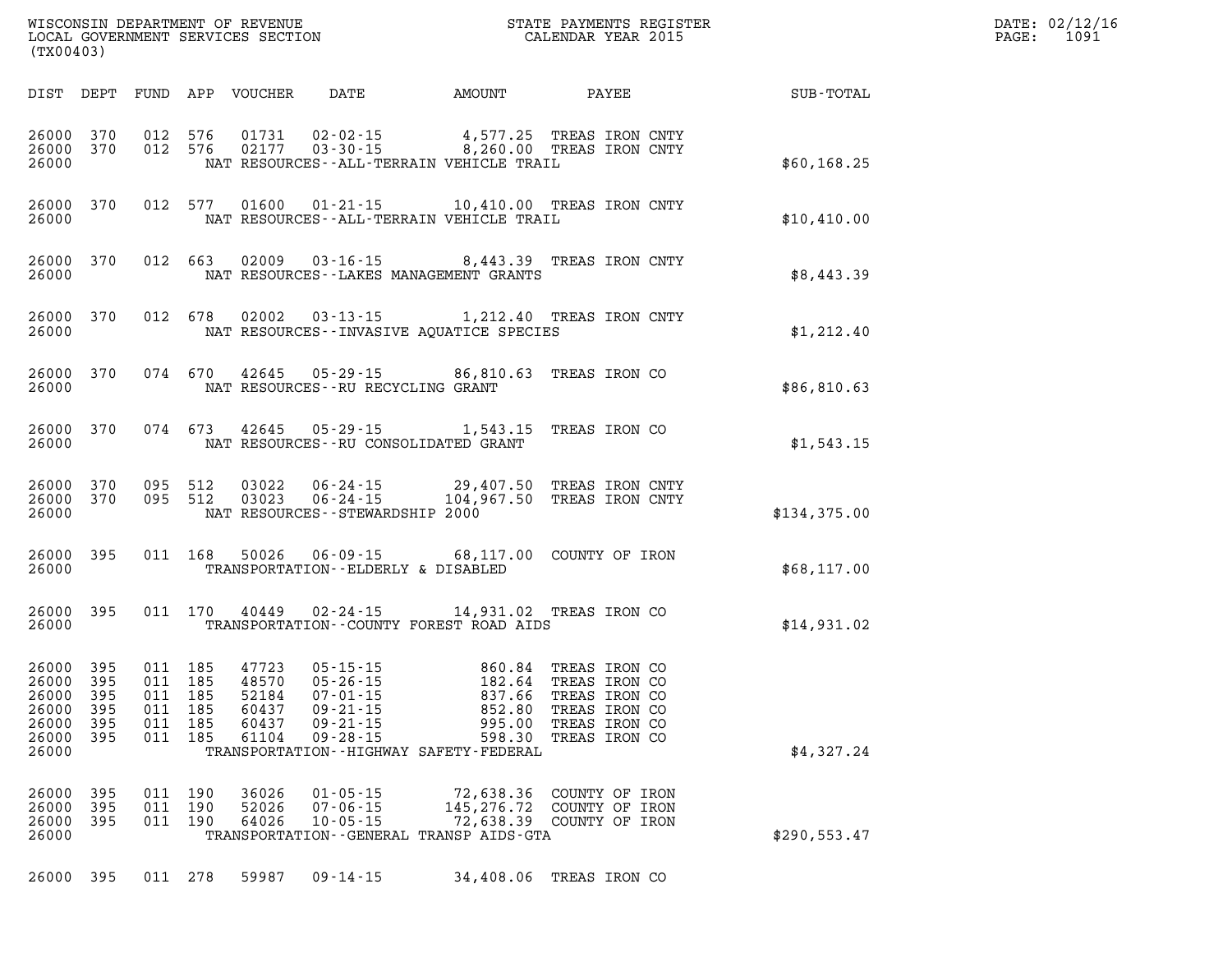WISCONSIN DEPARTMENT OF REVENUE
LOCAL GOVERNMENT SERVICES SECTION
(TX00403)

STATE PAYMENTS REGISTER
CALENDAR YEAR 2015

DATE: 02/12/16
PAGE: 1091

| DIST | DEPT | FUND | APP | VOUCHER | DATE | AMOUNT | PAYEE | SUB-TOTAL |
|---|---|---|---|---|---|---|---|---|
| 26000 | 370 | 012 | 576 | 01731 | 02-02-15 | 4,577.25 | TREAS IRON CNTY | |
| 26000 | 370 | 012 | 576 | 02177 | 03-30-15 | 8,260.00 | TREAS IRON CNTY | |
| 26000 | | | | | NAT RESOURCES--ALL-TERRAIN VEHICLE TRAIL | | | $60,168.25 |
| 26000 | 370 | 012 | 577 | 01600 | 01-21-15 | 10,410.00 | TREAS IRON CNTY | |
| 26000 | | | | | NAT RESOURCES--ALL-TERRAIN VEHICLE TRAIL | | | $10,410.00 |
| 26000 | 370 | 012 | 663 | 02009 | 03-16-15 | 8,443.39 | TREAS IRON CNTY | |
| 26000 | | | | | NAT RESOURCES--LAKES MANAGEMENT GRANTS | | | $8,443.39 |
| 26000 | 370 | 012 | 678 | 02002 | 03-13-15 | 1,212.40 | TREAS IRON CNTY | |
| 26000 | | | | | NAT RESOURCES--INVASIVE AQUATICE SPECIES | | | $1,212.40 |
| 26000 | 370 | 074 | 670 | 42645 | 05-29-15 | 86,810.63 | TREAS IRON CO | |
| 26000 | | | | | NAT RESOURCES--RU RECYCLING GRANT | | | $86,810.63 |
| 26000 | 370 | 074 | 673 | 42645 | 05-29-15 | 1,543.15 | TREAS IRON CO | |
| 26000 | | | | | NAT RESOURCES--RU CONSOLIDATED GRANT | | | $1,543.15 |
| 26000 | 370 | 095 | 512 | 03022 | 06-24-15 | 29,407.50 | TREAS IRON CNTY | |
| 26000 | 370 | 095 | 512 | 03023 | 06-24-15 | 104,967.50 | TREAS IRON CNTY | |
| 26000 | | | | | NAT RESOURCES--STEWARDSHIP 2000 | | | $134,375.00 |
| 26000 | 395 | 011 | 168 | 50026 | 06-09-15 | 68,117.00 | COUNTY OF IRON | |
| 26000 | | | | | TRANSPORTATION--ELDERLY & DISABLED | | | $68,117.00 |
| 26000 | 395 | 011 | 170 | 40449 | 02-24-15 | 14,931.02 | TREAS IRON CO | |
| 26000 | | | | | TRANSPORTATION--COUNTY FOREST ROAD AIDS | | | $14,931.02 |
| 26000 | 395 | 011 | 185 | 47723 | 05-15-15 | 860.84 | TREAS IRON CO | |
| 26000 | 395 | 011 | 185 | 48570 | 05-26-15 | 182.64 | TREAS IRON CO | |
| 26000 | 395 | 011 | 185 | 52184 | 07-01-15 | 837.66 | TREAS IRON CO | |
| 26000 | 395 | 011 | 185 | 60437 | 09-21-15 | 852.80 | TREAS IRON CO | |
| 26000 | 395 | 011 | 185 | 60437 | 09-21-15 | 995.00 | TREAS IRON CO | |
| 26000 | 395 | 011 | 185 | 61104 | 09-28-15 | 598.30 | TREAS IRON CO | |
| 26000 | | | | | TRANSPORTATION--HIGHWAY SAFETY-FEDERAL | | | $4,327.24 |
| 26000 | 395 | 011 | 190 | 36026 | 01-05-15 | 72,638.36 | COUNTY OF IRON | |
| 26000 | 395 | 011 | 190 | 52026 | 07-06-15 | 145,276.72 | COUNTY OF IRON | |
| 26000 | 395 | 011 | 190 | 64026 | 10-05-15 | 72,638.39 | COUNTY OF IRON | |
| 26000 | | | | | TRANSPORTATION--GENERAL TRANSP AIDS-GTA | | | $290,553.47 |
| 26000 | 395 | 011 | 278 | 59987 | 09-14-15 | 34,408.06 | TREAS IRON CO | |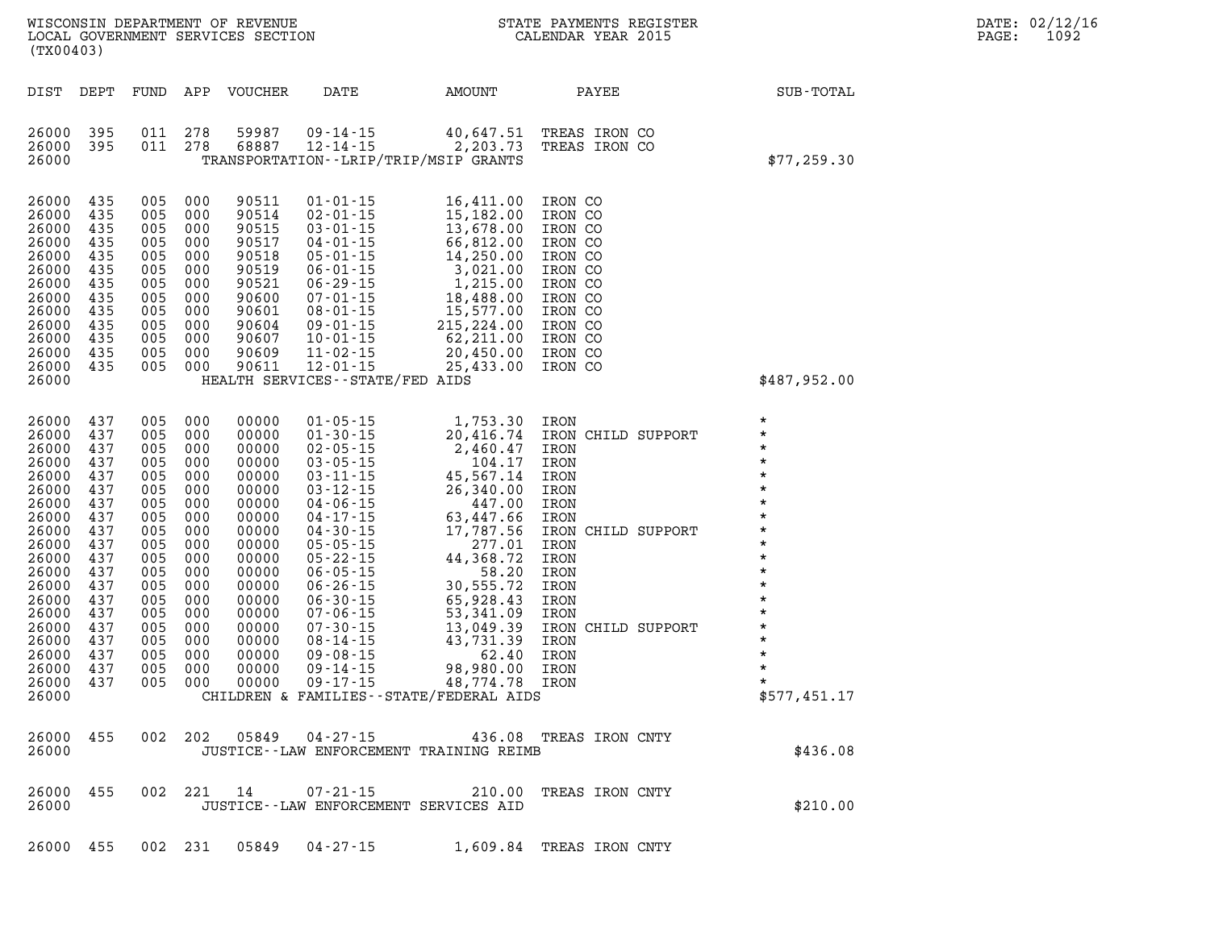| DIST | DEPT | FUND | APP | VOUCHER | DATE | AMOUNT | PAYEE | SUB-TOTAL |
|---|---|---|---|---|---|---|---|---|
| 26000 | 395 | 011 | 278 | 59987 | 09-14-15 | 40,647.51 | TREAS IRON CO | |
| 26000 | 395 | 011 | 278 | 68887 | 12-14-15 | 2,203.73 | TREAS IRON CO | |
| 26000 | | | | | TRANSPORTATION--LRIP/TRIP/MSIP GRANTS | | | $77,259.30 |
| 26000 | 435 | 005 | 000 | 90511 | 01-01-15 | 16,411.00 | IRON CO | |
| 26000 | 435 | 005 | 000 | 90514 | 02-01-15 | 15,182.00 | IRON CO | |
| 26000 | 435 | 005 | 000 | 90515 | 03-01-15 | 13,678.00 | IRON CO | |
| 26000 | 435 | 005 | 000 | 90517 | 04-01-15 | 66,812.00 | IRON CO | |
| 26000 | 435 | 005 | 000 | 90518 | 05-01-15 | 14,250.00 | IRON CO | |
| 26000 | 435 | 005 | 000 | 90519 | 06-01-15 | 3,021.00 | IRON CO | |
| 26000 | 435 | 005 | 000 | 90521 | 06-29-15 | 1,215.00 | IRON CO | |
| 26000 | 435 | 005 | 000 | 90600 | 07-01-15 | 18,488.00 | IRON CO | |
| 26000 | 435 | 005 | 000 | 90601 | 08-01-15 | 15,577.00 | IRON CO | |
| 26000 | 435 | 005 | 000 | 90604 | 09-01-15 | 215,224.00 | IRON CO | |
| 26000 | 435 | 005 | 000 | 90607 | 10-01-15 | 62,211.00 | IRON CO | |
| 26000 | 435 | 005 | 000 | 90609 | 11-02-15 | 20,450.00 | IRON CO | |
| 26000 | 435 | 005 | 000 | 90611 | 12-01-15 | 25,433.00 | IRON CO | |
| 26000 | | | | | HEALTH SERVICES--STATE/FED AIDS | | | $487,952.00 |
| 26000 | 437 | 005 | 000 | 00000 | 01-05-15 | 1,753.30 | IRON | * |
| 26000 | 437 | 005 | 000 | 00000 | 01-30-15 | 20,416.74 | IRON CHILD SUPPORT | * |
| 26000 | 437 | 005 | 000 | 00000 | 02-05-15 | 2,460.47 | IRON | * |
| 26000 | 437 | 005 | 000 | 00000 | 03-05-15 | 104.17 | IRON | * |
| 26000 | 437 | 005 | 000 | 00000 | 03-11-15 | 45,567.14 | IRON | * |
| 26000 | 437 | 005 | 000 | 00000 | 03-12-15 | 26,340.00 | IRON | * |
| 26000 | 437 | 005 | 000 | 00000 | 04-06-15 | 447.00 | IRON | * |
| 26000 | 437 | 005 | 000 | 00000 | 04-17-15 | 63,447.66 | IRON | * |
| 26000 | 437 | 005 | 000 | 00000 | 04-30-15 | 17,787.56 | IRON CHILD SUPPORT | * |
| 26000 | 437 | 005 | 000 | 00000 | 05-05-15 | 277.01 | IRON | * |
| 26000 | 437 | 005 | 000 | 00000 | 05-22-15 | 44,368.72 | IRON | * |
| 26000 | 437 | 005 | 000 | 00000 | 06-05-15 | 58.20 | IRON | * |
| 26000 | 437 | 005 | 000 | 00000 | 06-26-15 | 30,555.72 | IRON | * |
| 26000 | 437 | 005 | 000 | 00000 | 06-30-15 | 65,928.43 | IRON | * |
| 26000 | 437 | 005 | 000 | 00000 | 07-06-15 | 53,341.09 | IRON | * |
| 26000 | 437 | 005 | 000 | 00000 | 07-30-15 | 13,049.39 | IRON CHILD SUPPORT | * |
| 26000 | 437 | 005 | 000 | 00000 | 08-14-15 | 43,731.39 | IRON | * |
| 26000 | 437 | 005 | 000 | 00000 | 09-08-15 | 62.40 | IRON | * |
| 26000 | 437 | 005 | 000 | 00000 | 09-14-15 | 98,980.00 | IRON | * |
| 26000 | 437 | 005 | 000 | 00000 | 09-17-15 | 48,774.78 | IRON | * |
| 26000 | | | | | CHILDREN & FAMILIES--STATE/FEDERAL AIDS | | | $577,451.17 |
| 26000 | 455 | 002 | 202 | 05849 | 04-27-15 | 436.08 | TREAS IRON CNTY | |
| 26000 | | | | | JUSTICE--LAW ENFORCEMENT TRAINING REIMB | | | $436.08 |
| 26000 | 455 | 002 | 221 | 14 | 07-21-15 | 210.00 | TREAS IRON CNTY | |
| 26000 | | | | | JUSTICE--LAW ENFORCEMENT SERVICES AID | | | $210.00 |
| 26000 | 455 | 002 | 231 | 05849 | 04-27-15 | 1,609.84 | TREAS IRON CNTY | |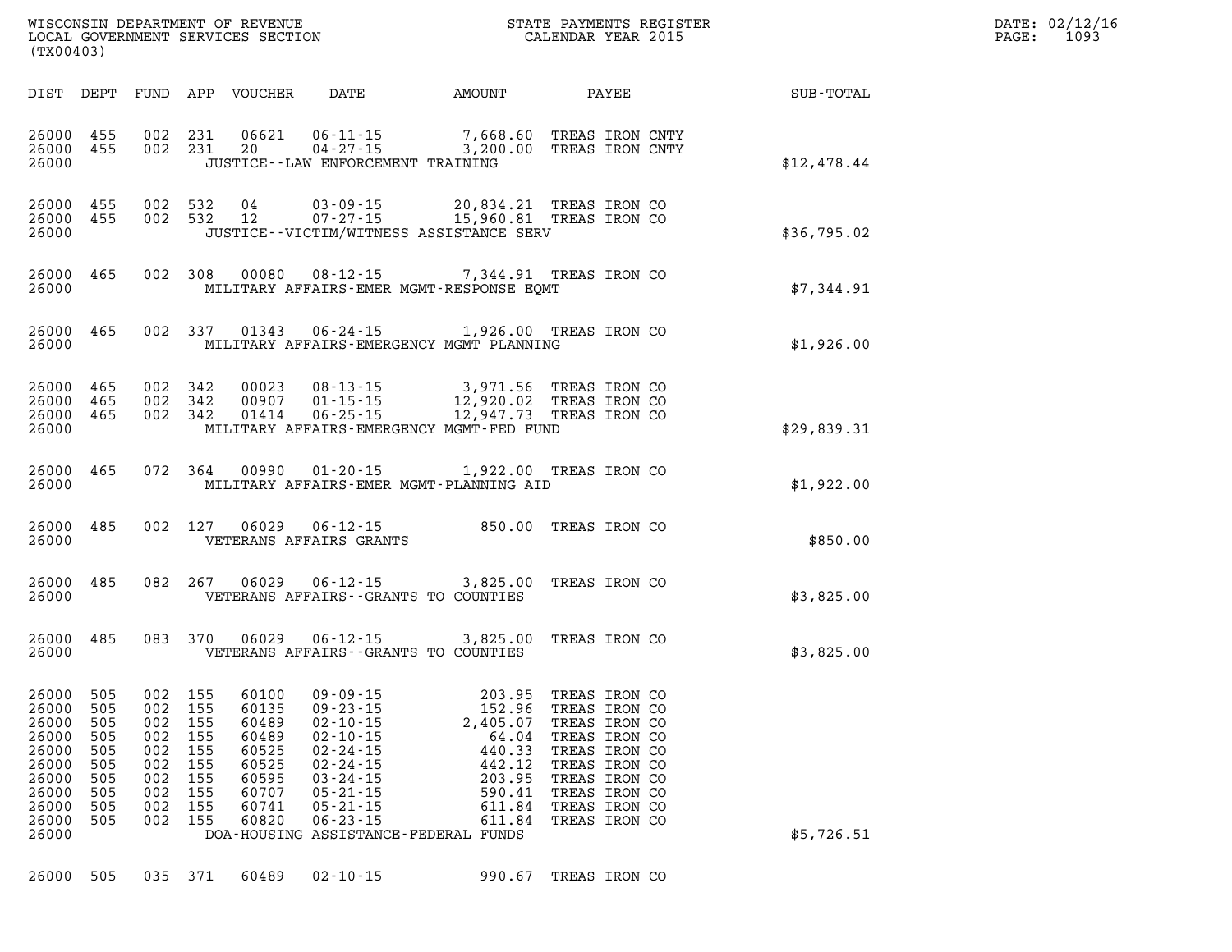WISCONSIN DEPARTMENT OF REVENUE
LOCAL GOVERNMENT SERVICES SECTION
(TX00403)

STATE PAYMENTS REGISTER
CALENDAR YEAR 2015

DATE: 02/12/16
PAGE: 1093

| DIST | DEPT | FUND | APP | VOUCHER | DATE | AMOUNT | PAYEE | SUB-TOTAL |
|---|---|---|---|---|---|---|---|---|
| 26000 | 455 | 002 | 231 | 06621 | 06-11-15 | 7,668.60 | TREAS IRON CNTY | |
| 26000 | 455 | 002 | 231 | 20 | 04-27-15 | 3,200.00 | TREAS IRON CNTY | |
| 26000 | | | | | JUSTICE--LAW ENFORCEMENT TRAINING | | | $12,478.44 |
| 26000 | 455 | 002 | 532 | 04 | 03-09-15 | 20,834.21 | TREAS IRON CO | |
| 26000 | 455 | 002 | 532 | 12 | 07-27-15 | 15,960.81 | TREAS IRON CO | |
| 26000 | | | | | JUSTICE--VICTIM/WITNESS ASSISTANCE SERV | | | $36,795.02 |
| 26000 | 465 | 002 | 308 | 00080 | 08-12-15 | 7,344.91 | TREAS IRON CO | |
| 26000 | | | | | MILITARY AFFAIRS-EMER MGMT-RESPONSE EQMT | | | $7,344.91 |
| 26000 | 465 | 002 | 337 | 01343 | 06-24-15 | 1,926.00 | TREAS IRON CO | |
| 26000 | | | | | MILITARY AFFAIRS-EMERGENCY MGMT PLANNING | | | $1,926.00 |
| 26000 | 465 | 002 | 342 | 00023 | 08-13-15 | 3,971.56 | TREAS IRON CO | |
| 26000 | 465 | 002 | 342 | 00907 | 01-15-15 | 12,920.02 | TREAS IRON CO | |
| 26000 | 465 | 002 | 342 | 01414 | 06-25-15 | 12,947.73 | TREAS IRON CO | |
| 26000 | | | | | MILITARY AFFAIRS-EMERGENCY MGMT-FED FUND | | | $29,839.31 |
| 26000 | 465 | 072 | 364 | 00990 | 01-20-15 | 1,922.00 | TREAS IRON CO | |
| 26000 | | | | | MILITARY AFFAIRS-EMER MGMT-PLANNING AID | | | $1,922.00 |
| 26000 | 485 | 002 | 127 | 06029 | 06-12-15 | 850.00 | TREAS IRON CO | |
| 26000 | | | | | VETERANS AFFAIRS GRANTS | | | $850.00 |
| 26000 | 485 | 082 | 267 | 06029 | 06-12-15 | 3,825.00 | TREAS IRON CO | |
| 26000 | | | | | VETERANS AFFAIRS--GRANTS TO COUNTIES | | | $3,825.00 |
| 26000 | 485 | 083 | 370 | 06029 | 06-12-15 | 3,825.00 | TREAS IRON CO | |
| 26000 | | | | | VETERANS AFFAIRS--GRANTS TO COUNTIES | | | $3,825.00 |
| 26000 | 505 | 002 | 155 | 60100 | 09-09-15 | 203.95 | TREAS IRON CO | |
| 26000 | 505 | 002 | 155 | 60135 | 09-23-15 | 152.96 | TREAS IRON CO | |
| 26000 | 505 | 002 | 155 | 60489 | 02-10-15 | 2,405.07 | TREAS IRON CO | |
| 26000 | 505 | 002 | 155 | 60489 | 02-10-15 | 64.04 | TREAS IRON CO | |
| 26000 | 505 | 002 | 155 | 60525 | 02-24-15 | 440.33 | TREAS IRON CO | |
| 26000 | 505 | 002 | 155 | 60525 | 02-24-15 | 442.12 | TREAS IRON CO | |
| 26000 | 505 | 002 | 155 | 60595 | 03-24-15 | 203.95 | TREAS IRON CO | |
| 26000 | 505 | 002 | 155 | 60707 | 05-21-15 | 590.41 | TREAS IRON CO | |
| 26000 | 505 | 002 | 155 | 60741 | 05-21-15 | 611.84 | TREAS IRON CO | |
| 26000 | 505 | 002 | 155 | 60820 | 06-23-15 | 611.84 | TREAS IRON CO | |
| 26000 | | | | | DOA-HOUSING ASSISTANCE-FEDERAL FUNDS | | | $5,726.51 |
| 26000 | 505 | 035 | 371 | 60489 | 02-10-15 | 990.67 | TREAS IRON CO | |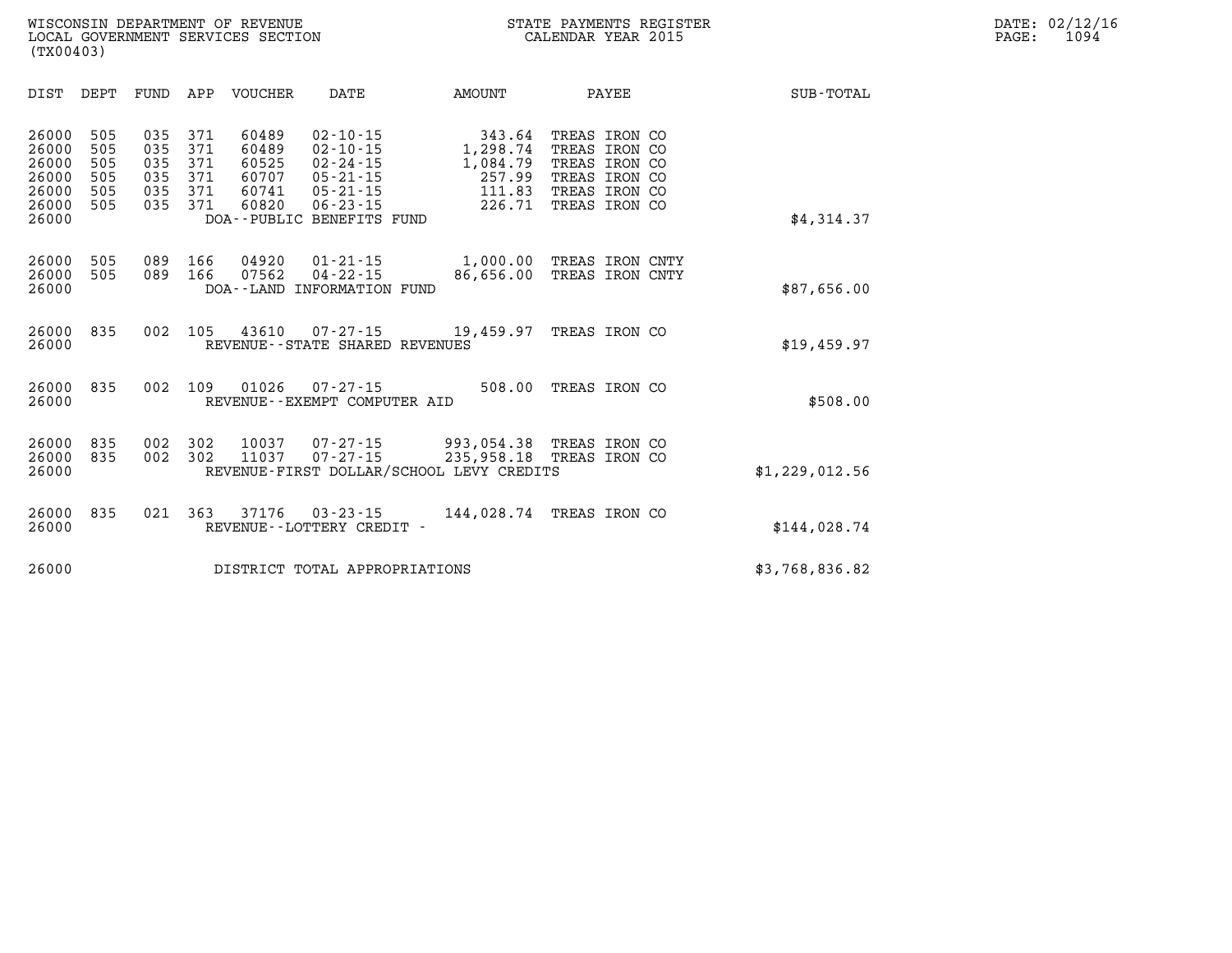WISCONSIN DEPARTMENT OF REVENUE
LOCAL GOVERNMENT SERVICES SECTION
(TX00403)

STATE PAYMENTS REGISTER
CALENDAR YEAR 2015

DATE: 02/12/16
PAGE: 1094

| DIST | DEPT | FUND | APP | VOUCHER | DATE | AMOUNT | PAYEE | SUB-TOTAL |
|---|---|---|---|---|---|---|---|---|
| 26000 | 505 | 035 | 371 | 60489 | 02-10-15 | 343.64 | TREAS IRON CO | |
| 26000 | 505 | 035 | 371 | 60489 | 02-10-15 | 1,298.74 | TREAS IRON CO | |
| 26000 | 505 | 035 | 371 | 60525 | 02-24-15 | 1,084.79 | TREAS IRON CO | |
| 26000 | 505 | 035 | 371 | 60707 | 05-21-15 | 257.99 | TREAS IRON CO | |
| 26000 | 505 | 035 | 371 | 60741 | 05-21-15 | 111.83 | TREAS IRON CO | |
| 26000 | 505 | 035 | 371 | 60820 | 06-23-15 | 226.71 | TREAS IRON CO | |
| 26000 | | | | DOA--PUBLIC BENEFITS FUND | | | | $4,314.37 |
| 26000 | 505 | 089 | 166 | 04920 | 01-21-15 | 1,000.00 | TREAS IRON CNTY | |
| 26000 | 505 | 089 | 166 | 07562 | 04-22-15 | 86,656.00 | TREAS IRON CNTY | |
| 26000 | | | | DOA--LAND INFORMATION FUND | | | | $87,656.00 |
| 26000 | 835 | 002 | 105 | 43610 | 07-27-15 | 19,459.97 | TREAS IRON CO | |
| 26000 | | | | REVENUE--STATE SHARED REVENUES | | | | $19,459.97 |
| 26000 | 835 | 002 | 109 | 01026 | 07-27-15 | 508.00 | TREAS IRON CO | |
| 26000 | | | | REVENUE--EXEMPT COMPUTER AID | | | | $508.00 |
| 26000 | 835 | 002 | 302 | 10037 | 07-27-15 | 993,054.38 | TREAS IRON CO | |
| 26000 | 835 | 002 | 302 | 11037 | 07-27-15 | 235,958.18 | TREAS IRON CO | |
| 26000 | | | | REVENUE-FIRST DOLLAR/SCHOOL LEVY CREDITS | | | | $1,229,012.56 |
| 26000 | 835 | 021 | 363 | 37176 | 03-23-15 | 144,028.74 | TREAS IRON CO | |
| 26000 | | | | REVENUE--LOTTERY CREDIT - | | | | $144,028.74 |
| 26000 | | | | DISTRICT TOTAL APPROPRIATIONS | | | | $3,768,836.82 |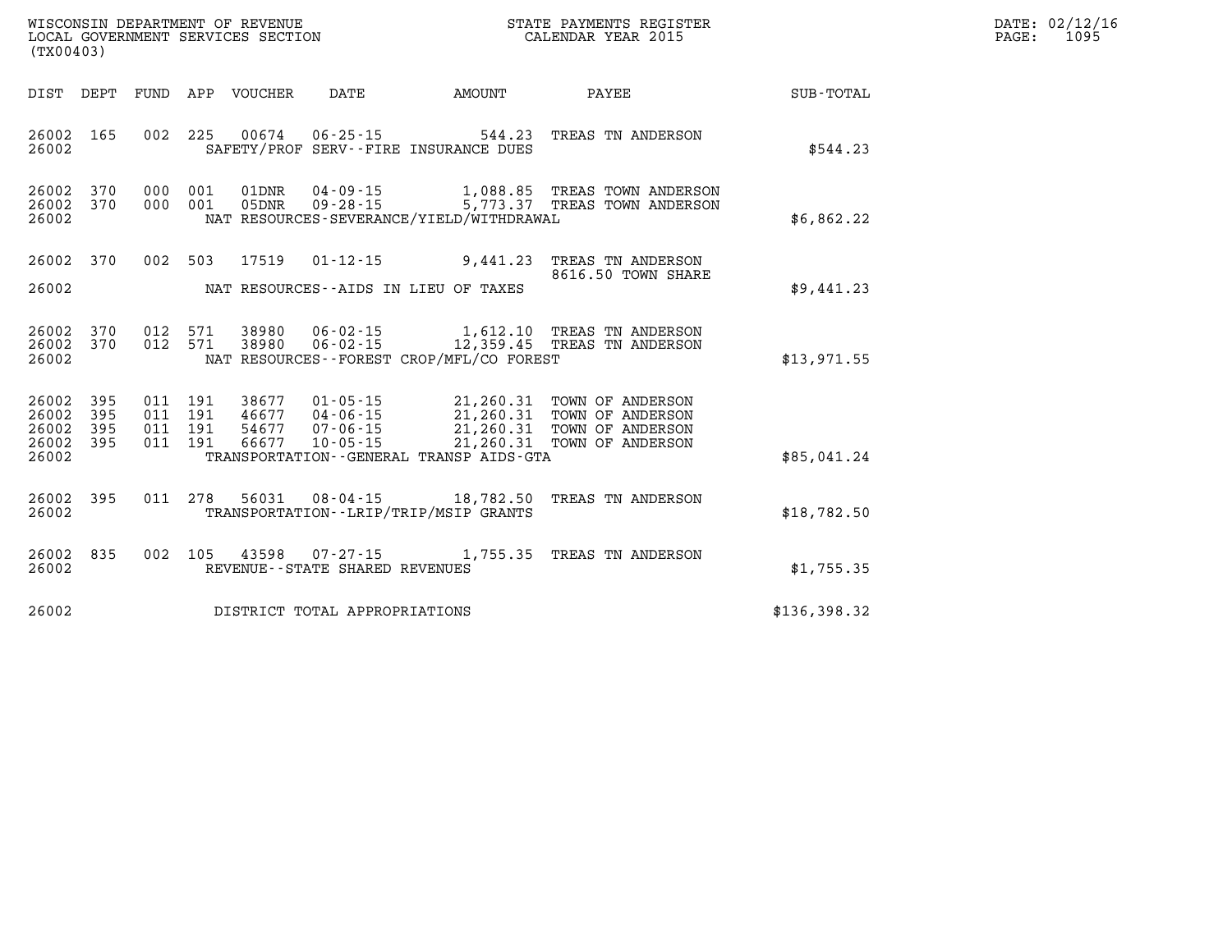WISCONSIN DEPARTMENT OF REVENUE
LOCAL GOVERNMENT SERVICES SECTION
(TX00403)

STATE PAYMENTS REGISTER
CALENDAR YEAR 2015

DATE: 02/12/16
PAGE: 1095

| DIST | DEPT | FUND | APP | VOUCHER | DATE | AMOUNT | PAYEE | SUB-TOTAL |
|---|---|---|---|---|---|---|---|---|
| 26002 | 165 | 002 | 225 | 00674 | 06-25-15 | 544.23 | TREAS TN ANDERSON | |
| 26002 | | | | | SAFETY/PROF SERV--FIRE INSURANCE DUES | | | $544.23 |
| 26002 | 370 | 000 | 001 | 01DNR | 04-09-15 | 1,088.85 | TREAS TOWN ANDERSON | |
| 26002 | 370 | 000 | 001 | 05DNR | 09-28-15 | 5,773.37 | TREAS TOWN ANDERSON | |
| 26002 | | | | | NAT RESOURCES-SEVERANCE/YIELD/WITHDRAWAL | | | $6,862.22 |
| 26002 | 370 | 002 | 503 | 17519 | 01-12-15 | 9,441.23 | TREAS TN ANDERSON 8616.50 TOWN SHARE | |
| 26002 | | | | | NAT RESOURCES--AIDS IN LIEU OF TAXES | | | $9,441.23 |
| 26002 | 370 | 012 | 571 | 38980 | 06-02-15 | 1,612.10 | TREAS TN ANDERSON | |
| 26002 | 370 | 012 | 571 | 38980 | 06-02-15 | 12,359.45 | TREAS TN ANDERSON | |
| 26002 | | | | | NAT RESOURCES--FOREST CROP/MFL/CO FOREST | | | $13,971.55 |
| 26002 | 395 | 011 | 191 | 38677 | 01-05-15 | 21,260.31 | TOWN OF ANDERSON | |
| 26002 | 395 | 011 | 191 | 46677 | 04-06-15 | 21,260.31 | TOWN OF ANDERSON | |
| 26002 | 395 | 011 | 191 | 54677 | 07-06-15 | 21,260.31 | TOWN OF ANDERSON | |
| 26002 | 395 | 011 | 191 | 66677 | 10-05-15 | 21,260.31 | TOWN OF ANDERSON | |
| 26002 | | | | | TRANSPORTATION--GENERAL TRANSP AIDS-GTA | | | $85,041.24 |
| 26002 | 395 | 011 | 278 | 56031 | 08-04-15 | 18,782.50 | TREAS TN ANDERSON | |
| 26002 | | | | | TRANSPORTATION--LRIP/TRIP/MSIP GRANTS | | | $18,782.50 |
| 26002 | 835 | 002 | 105 | 43598 | 07-27-15 | 1,755.35 | TREAS TN ANDERSON | |
| 26002 | | | | | REVENUE--STATE SHARED REVENUES | | | $1,755.35 |
| 26002 | | | | | DISTRICT TOTAL APPROPRIATIONS | | | $136,398.32 |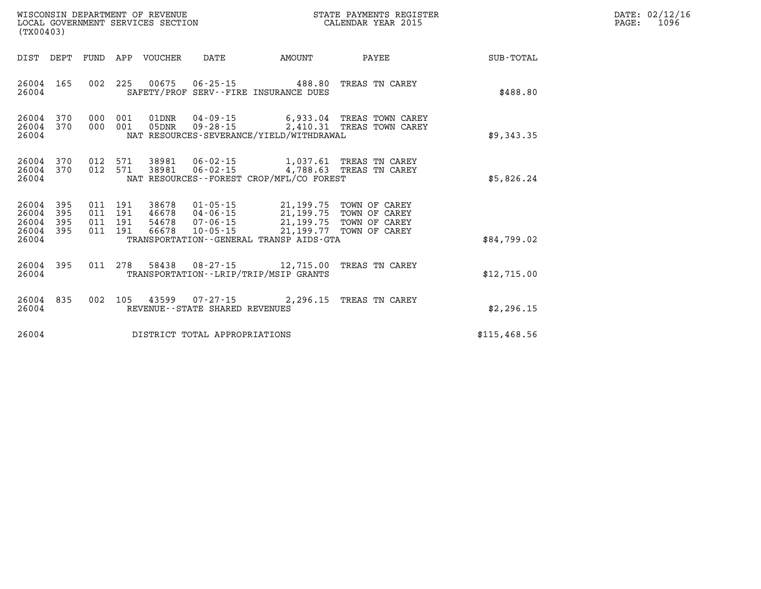WISCONSIN DEPARTMENT OF REVENUE
LOCAL GOVERNMENT SERVICES SECTION
(TX00403)

STATE PAYMENTS REGISTER
CALENDAR YEAR 2015

DATE: 02/12/16
PAGE: 1096

| DIST | DEPT | FUND | APP | VOUCHER | DATE | AMOUNT | PAYEE | SUB-TOTAL |
|---|---|---|---|---|---|---|---|---|
| 26004 | 165 | 002 | 225 | 00675 | 06-25-15 | 488.80 | TREAS TN CAREY | |
| 26004 | | | | SAFETY/PROF SERV--FIRE INSURANCE DUES | | | | $488.80 |
| 26004 | 370 | 000 | 001 | 01DNR | 04-09-15 | 6,933.04 | TREAS TOWN CAREY | |
| 26004 | 370 | 000 | 001 | 05DNR | 09-28-15 | 2,410.31 | TREAS TOWN CAREY | |
| 26004 | | | | NAT RESOURCES-SEVERANCE/YIELD/WITHDRAWAL | | | | $9,343.35 |
| 26004 | 370 | 012 | 571 | 38981 | 06-02-15 | 1,037.61 | TREAS TN CAREY | |
| 26004 | 370 | 012 | 571 | 38981 | 06-02-15 | 4,788.63 | TREAS TN CAREY | |
| 26004 | | | | NAT RESOURCES--FOREST CROP/MFL/CO FOREST | | | | $5,826.24 |
| 26004 | 395 | 011 | 191 | 38678 | 01-05-15 | 21,199.75 | TOWN OF CAREY | |
| 26004 | 395 | 011 | 191 | 46678 | 04-06-15 | 21,199.75 | TOWN OF CAREY | |
| 26004 | 395 | 011 | 191 | 54678 | 07-06-15 | 21,199.75 | TOWN OF CAREY | |
| 26004 | 395 | 011 | 191 | 66678 | 10-05-15 | 21,199.77 | TOWN OF CAREY | |
| 26004 | | | | TRANSPORTATION--GENERAL TRANSP AIDS-GTA | | | | $84,799.02 |
| 26004 | 395 | 011 | 278 | 58438 | 08-27-15 | 12,715.00 | TREAS TN CAREY | |
| 26004 | | | | TRANSPORTATION--LRIP/TRIP/MSIP GRANTS | | | | $12,715.00 |
| 26004 | 835 | 002 | 105 | 43599 | 07-27-15 | 2,296.15 | TREAS TN CAREY | |
| 26004 | | | | REVENUE--STATE SHARED REVENUES | | | | $2,296.15 |
| 26004 | | | | DISTRICT TOTAL APPROPRIATIONS | | | | $115,468.56 |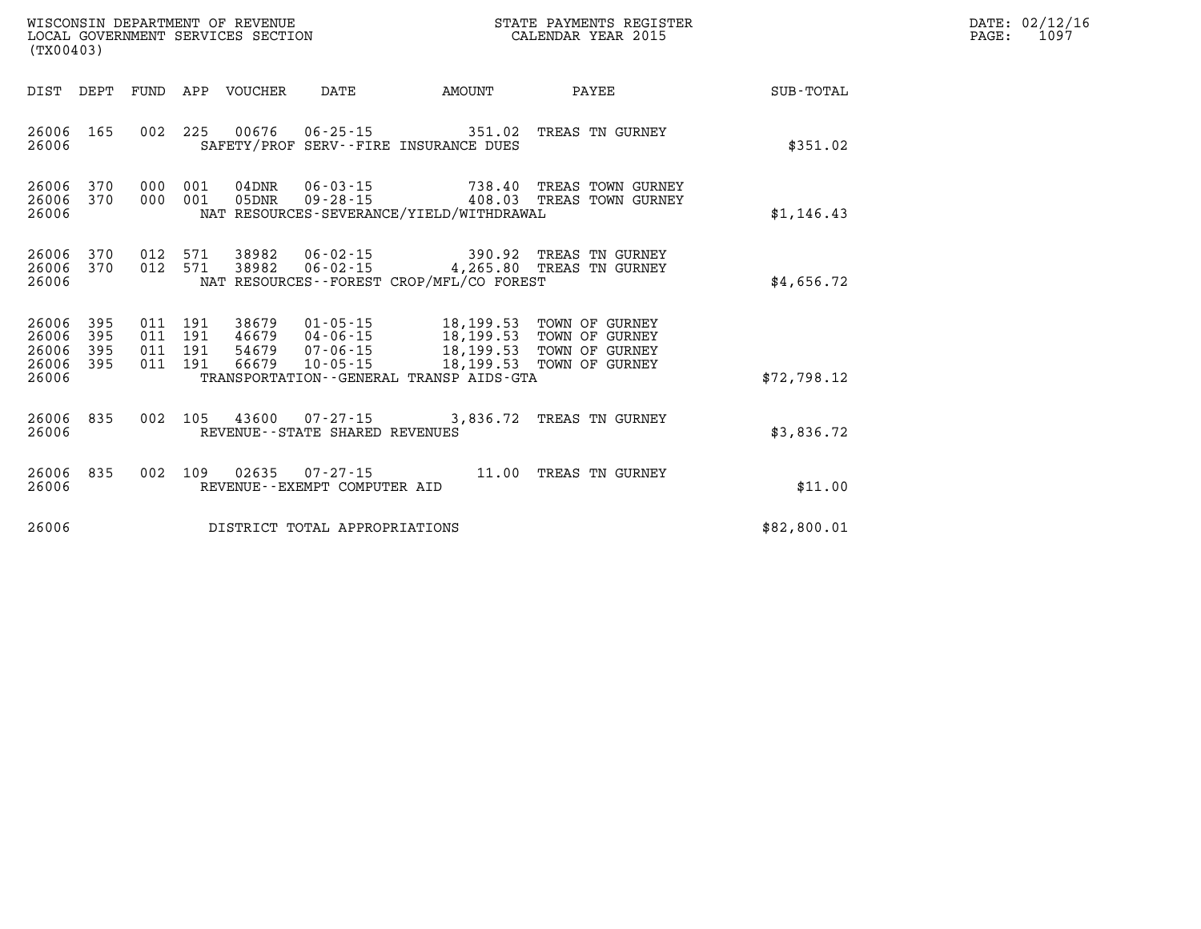WISCONSIN DEPARTMENT OF REVENUE
LOCAL GOVERNMENT SERVICES SECTION
(TX00403)

STATE PAYMENTS REGISTER
CALENDAR YEAR 2015

DATE: 02/12/16
PAGE: 1097

| DIST | DEPT | FUND | APP | VOUCHER | DATE | AMOUNT | PAYEE | SUB-TOTAL |
|---|---|---|---|---|---|---|---|---|
| 26006 | 165 | 002 | 225 | 00676 | 06-25-15 | 351.02 | TREAS TN GURNEY | |
| 26006 | | | | SAFETY/PROF SERV--FIRE INSURANCE DUES | | | | $351.02 |
| 26006 | 370 | 000 | 001 | 04DNR | 06-03-15 | 738.40 | TREAS TOWN GURNEY | |
| 26006 | 370 | 000 | 001 | 05DNR | 09-28-15 | 408.03 | TREAS TOWN GURNEY | |
| 26006 | | | | NAT RESOURCES-SEVERANCE/YIELD/WITHDRAWAL | | | | $1,146.43 |
| 26006 | 370 | 012 | 571 | 38982 | 06-02-15 | 390.92 | TREAS TN GURNEY | |
| 26006 | 370 | 012 | 571 | 38982 | 06-02-15 | 4,265.80 | TREAS TN GURNEY | |
| 26006 | | | | NAT RESOURCES--FOREST CROP/MFL/CO FOREST | | | | $4,656.72 |
| 26006 | 395 | 011 | 191 | 38679 | 01-05-15 | 18,199.53 | TOWN OF GURNEY | |
| 26006 | 395 | 011 | 191 | 46679 | 04-06-15 | 18,199.53 | TOWN OF GURNEY | |
| 26006 | 395 | 011 | 191 | 54679 | 07-06-15 | 18,199.53 | TOWN OF GURNEY | |
| 26006 | 395 | 011 | 191 | 66679 | 10-05-15 | 18,199.53 | TOWN OF GURNEY | |
| 26006 | | | | TRANSPORTATION--GENERAL TRANSP AIDS-GTA | | | | $72,798.12 |
| 26006 | 835 | 002 | 105 | 43600 | 07-27-15 | 3,836.72 | TREAS TN GURNEY | |
| 26006 | | | | REVENUE--STATE SHARED REVENUES | | | | $3,836.72 |
| 26006 | 835 | 002 | 109 | 02635 | 07-27-15 | 11.00 | TREAS TN GURNEY | |
| 26006 | | | | REVENUE--EXEMPT COMPUTER AID | | | | $11.00 |
| 26006 | | | | DISTRICT TOTAL APPROPRIATIONS | | | | $82,800.01 |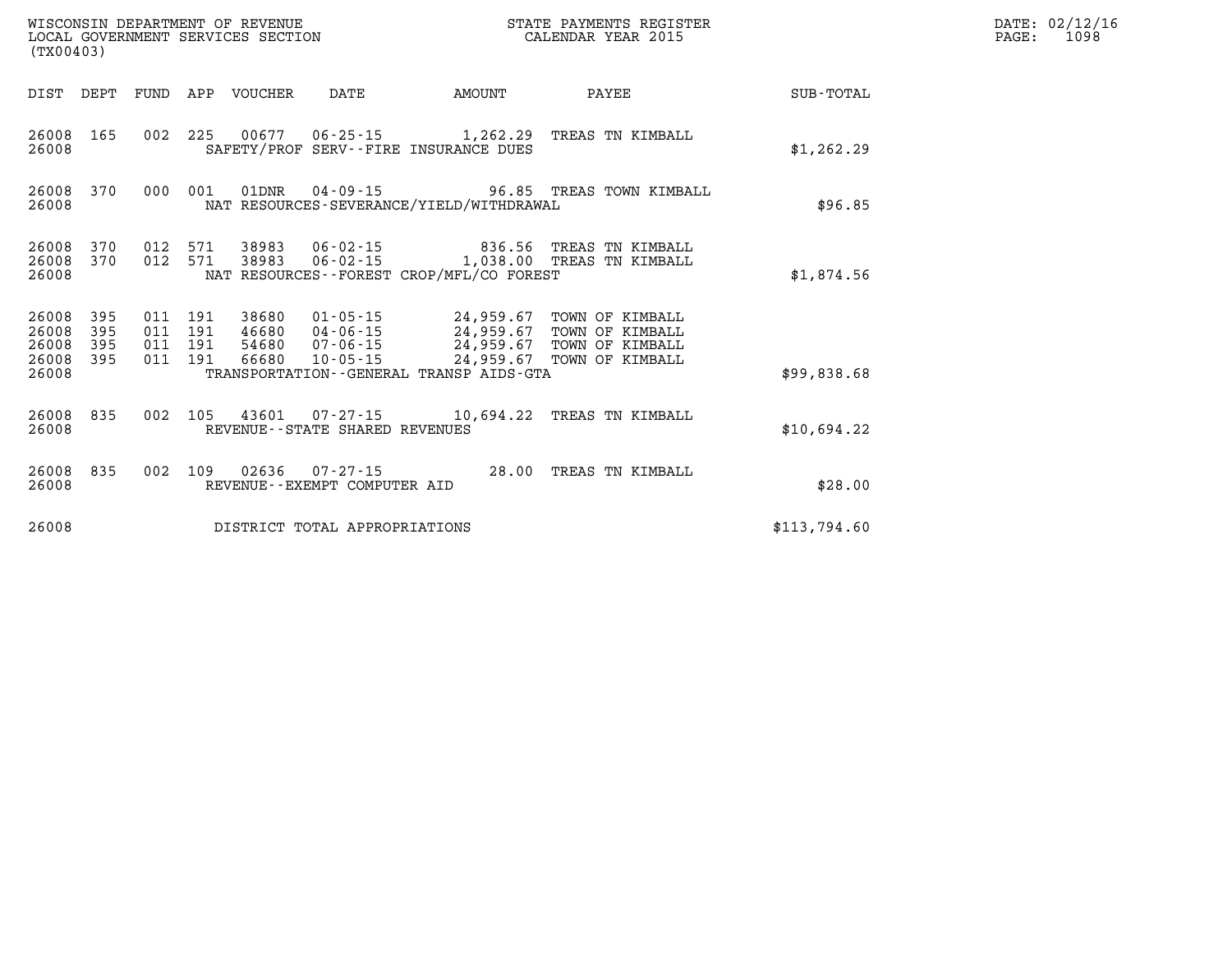WISCONSIN DEPARTMENT OF REVENUE
LOCAL GOVERNMENT SERVICES SECTION
(TX00403)

STATE PAYMENTS REGISTER
CALENDAR YEAR 2015

DATE: 02/12/16
PAGE: 1098

| DIST | DEPT | FUND | APP | VOUCHER | DATE | AMOUNT | PAYEE | SUB-TOTAL |
|---|---|---|---|---|---|---|---|---|
| 26008 | 165 | 002 | 225 | 00677 | 06-25-15 | 1,262.29 | TREAS TN KIMBALL | |
| 26008 | | | | SAFETY/PROF SERV--FIRE INSURANCE DUES | | | | $1,262.29 |
| 26008 | 370 | 000 | 001 | 01DNR | 04-09-15 | 96.85 | TREAS TOWN KIMBALL | |
| 26008 | | | | NAT RESOURCES-SEVERANCE/YIELD/WITHDRAWAL | | | | $96.85 |
| 26008 | 370 | 012 | 571 | 38983 | 06-02-15 | 836.56 | TREAS TN KIMBALL | |
| 26008 | 370 | 012 | 571 | 38983 | 06-02-15 | 1,038.00 | TREAS TN KIMBALL | |
| 26008 | | | | NAT RESOURCES--FOREST CROP/MFL/CO FOREST | | | | $1,874.56 |
| 26008 | 395 | 011 | 191 | 38680 | 01-05-15 | 24,959.67 | TOWN OF KIMBALL | |
| 26008 | 395 | 011 | 191 | 46680 | 04-06-15 | 24,959.67 | TOWN OF KIMBALL | |
| 26008 | 395 | 011 | 191 | 54680 | 07-06-15 | 24,959.67 | TOWN OF KIMBALL | |
| 26008 | 395 | 011 | 191 | 66680 | 10-05-15 | 24,959.67 | TOWN OF KIMBALL | |
| 26008 | | | | TRANSPORTATION--GENERAL TRANSP AIDS-GTA | | | | $99,838.68 |
| 26008 | 835 | 002 | 105 | 43601 | 07-27-15 | 10,694.22 | TREAS TN KIMBALL | |
| 26008 | | | | REVENUE--STATE SHARED REVENUES | | | | $10,694.22 |
| 26008 | 835 | 002 | 109 | 02636 | 07-27-15 | 28.00 | TREAS TN KIMBALL | |
| 26008 | | | | REVENUE--EXEMPT COMPUTER AID | | | | $28.00 |
| 26008 | | | | DISTRICT TOTAL APPROPRIATIONS | | | | $113,794.60 |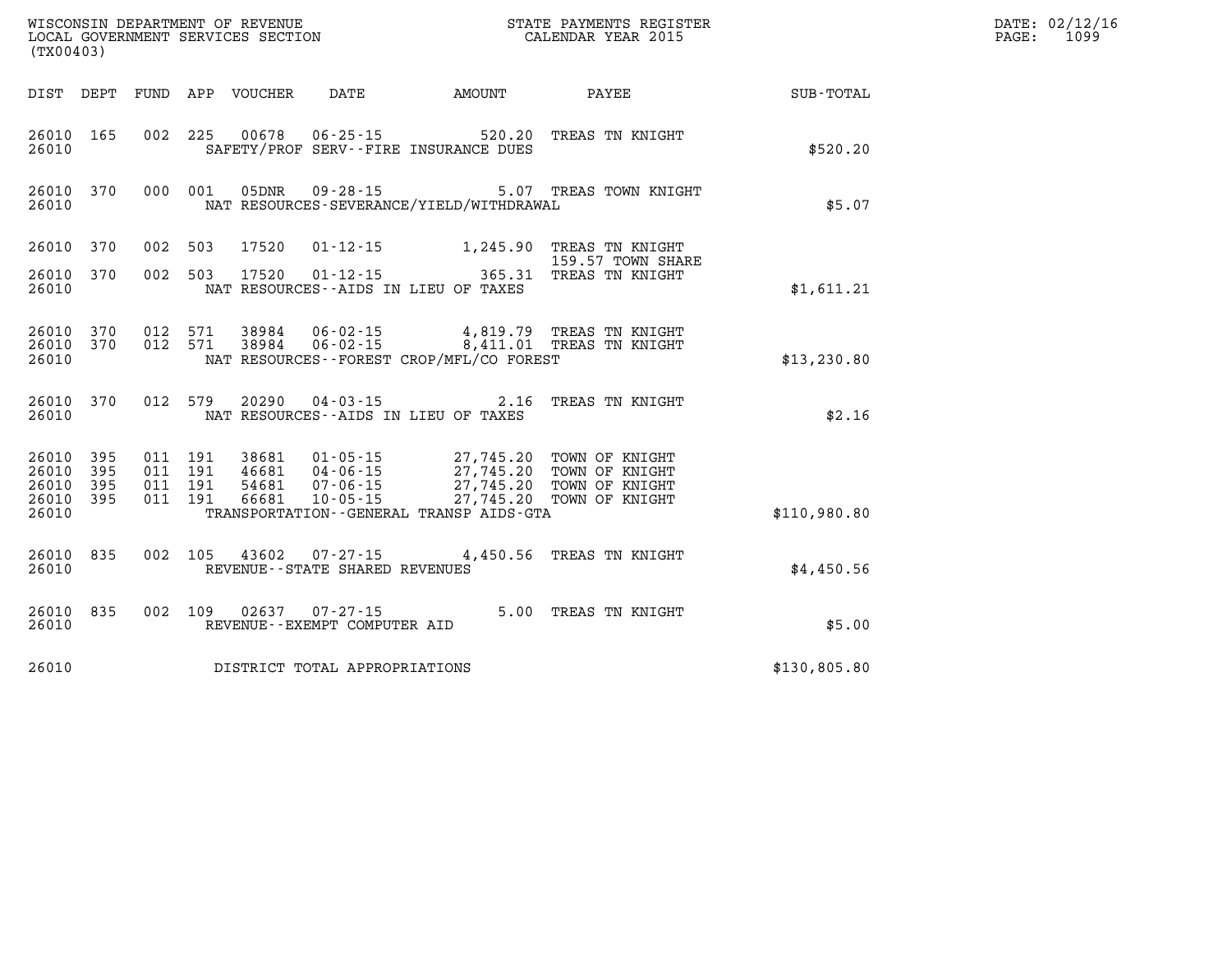WISCONSIN DEPARTMENT OF REVENUE
LOCAL GOVERNMENT SERVICES SECTION
(TX00403)

STATE PAYMENTS REGISTER
CALENDAR YEAR 2015

DATE: 02/12/16
PAGE: 1099

| DIST | DEPT | FUND | APP | VOUCHER | DATE | AMOUNT | PAYEE | SUB-TOTAL |
|---|---|---|---|---|---|---|---|---|
| 26010 | 165 | 002 | 225 | 00678 | 06-25-15 | 520.20 | TREAS TN KNIGHT | |
| 26010 | | | | | SAFETY/PROF SERV--FIRE INSURANCE DUES | | | $520.20 |
| 26010 | 370 | 000 | 001 | 05DNR | 09-28-15 | 5.07 | TREAS TOWN KNIGHT | |
| 26010 | | | | | NAT RESOURCES-SEVERANCE/YIELD/WITHDRAWAL | | | $5.07 |
| 26010 | 370 | 002 | 503 | 17520 | 01-12-15 | 1,245.90 | TREAS TN KNIGHT 159.57 TOWN SHARE | |
| 26010 | 370 | 002 | 503 | 17520 | 01-12-15 | 365.31 | TREAS TN KNIGHT | |
| 26010 | | | | | NAT RESOURCES--AIDS IN LIEU OF TAXES | | | $1,611.21 |
| 26010 | 370 | 012 | 571 | 38984 | 06-02-15 | 4,819.79 | TREAS TN KNIGHT | |
| 26010 | 370 | 012 | 571 | 38984 | 06-02-15 | 8,411.01 | TREAS TN KNIGHT | |
| 26010 | | | | | NAT RESOURCES--FOREST CROP/MFL/CO FOREST | | | $13,230.80 |
| 26010 | 370 | 012 | 579 | 20290 | 04-03-15 | 2.16 | TREAS TN KNIGHT | |
| 26010 | | | | | NAT RESOURCES--AIDS IN LIEU OF TAXES | | | $2.16 |
| 26010 | 395 | 011 | 191 | 38681 | 01-05-15 | 27,745.20 | TOWN OF KNIGHT | |
| 26010 | 395 | 011 | 191 | 46681 | 04-06-15 | 27,745.20 | TOWN OF KNIGHT | |
| 26010 | 395 | 011 | 191 | 54681 | 07-06-15 | 27,745.20 | TOWN OF KNIGHT | |
| 26010 | 395 | 011 | 191 | 66681 | 10-05-15 | 27,745.20 | TOWN OF KNIGHT | |
| 26010 | | | | | TRANSPORTATION--GENERAL TRANSP AIDS-GTA | | | $110,980.80 |
| 26010 | 835 | 002 | 105 | 43602 | 07-27-15 | 4,450.56 | TREAS TN KNIGHT | |
| 26010 | | | | | REVENUE--STATE SHARED REVENUES | | | $4,450.56 |
| 26010 | 835 | 002 | 109 | 02637 | 07-27-15 | 5.00 | TREAS TN KNIGHT | |
| 26010 | | | | | REVENUE--EXEMPT COMPUTER AID | | | $5.00 |
| 26010 | | | | | DISTRICT TOTAL APPROPRIATIONS | | | $130,805.80 |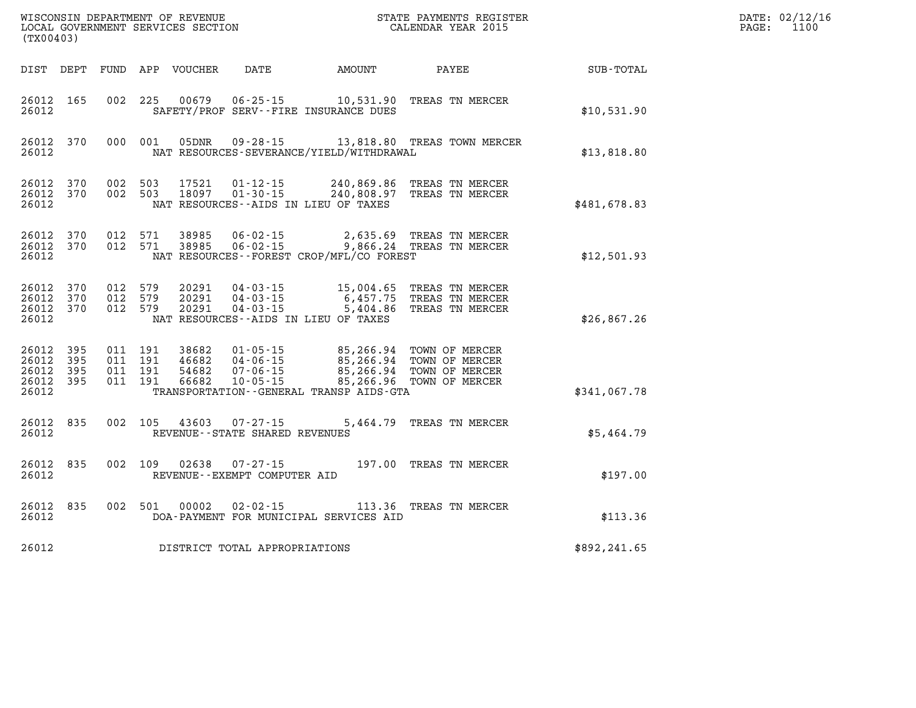WISCONSIN DEPARTMENT OF REVENUE
LOCAL GOVERNMENT SERVICES SECTION
(TX00403)

STATE PAYMENTS REGISTER
CALENDAR YEAR 2015

DATE: 02/12/16
PAGE: 1100

| DIST | DEPT | FUND | APP | VOUCHER | DATE | AMOUNT | PAYEE | SUB-TOTAL |
|---|---|---|---|---|---|---|---|---|
| 26012 | 165 | 002 | 225 | 00679 | 06-25-15 | 10,531.90 | TREAS TN MERCER | |
| 26012 | | | | | SAFETY/PROF SERV--FIRE INSURANCE DUES | | | $10,531.90 |
| 26012 | 370 | 000 | 001 | 05DNR | 09-28-15 | 13,818.80 | TREAS TOWN MERCER | |
| 26012 | | | | | NAT RESOURCES-SEVERANCE/YIELD/WITHDRAWAL | | | $13,818.80 |
| 26012 | 370 | 002 | 503 | 17521 | 01-12-15 | 240,869.86 | TREAS TN MERCER | |
| 26012 | 370 | 002 | 503 | 18097 | 01-30-15 | 240,808.97 | TREAS TN MERCER | |
| 26012 | | | | | NAT RESOURCES--AIDS IN LIEU OF TAXES | | | $481,678.83 |
| 26012 | 370 | 012 | 571 | 38985 | 06-02-15 | 2,635.69 | TREAS TN MERCER | |
| 26012 | 370 | 012 | 571 | 38985 | 06-02-15 | 9,866.24 | TREAS TN MERCER | |
| 26012 | | | | | NAT RESOURCES--FOREST CROP/MFL/CO FOREST | | | $12,501.93 |
| 26012 | 370 | 012 | 579 | 20291 | 04-03-15 | 15,004.65 | TREAS TN MERCER | |
| 26012 | 370 | 012 | 579 | 20291 | 04-03-15 | 6,457.75 | TREAS TN MERCER | |
| 26012 | 370 | 012 | 579 | 20291 | 04-03-15 | 5,404.86 | TREAS TN MERCER | |
| 26012 | | | | | NAT RESOURCES--AIDS IN LIEU OF TAXES | | | $26,867.26 |
| 26012 | 395 | 011 | 191 | 38682 | 01-05-15 | 85,266.94 | TOWN OF MERCER | |
| 26012 | 395 | 011 | 191 | 46682 | 04-06-15 | 85,266.94 | TOWN OF MERCER | |
| 26012 | 395 | 011 | 191 | 54682 | 07-06-15 | 85,266.94 | TOWN OF MERCER | |
| 26012 | 395 | 011 | 191 | 66682 | 10-05-15 | 85,266.96 | TOWN OF MERCER | |
| 26012 | | | | | TRANSPORTATION--GENERAL TRANSP AIDS-GTA | | | $341,067.78 |
| 26012 | 835 | 002 | 105 | 43603 | 07-27-15 | 5,464.79 | TREAS TN MERCER | |
| 26012 | | | | | REVENUE--STATE SHARED REVENUES | | | $5,464.79 |
| 26012 | 835 | 002 | 109 | 02638 | 07-27-15 | 197.00 | TREAS TN MERCER | |
| 26012 | | | | | REVENUE--EXEMPT COMPUTER AID | | | $197.00 |
| 26012 | 835 | 002 | 501 | 00002 | 02-02-15 | 113.36 | TREAS TN MERCER | |
| 26012 | | | | | DOA-PAYMENT FOR MUNICIPAL SERVICES AID | | | $113.36 |
| 26012 | | | | | DISTRICT TOTAL APPROPRIATIONS | | | $892,241.65 |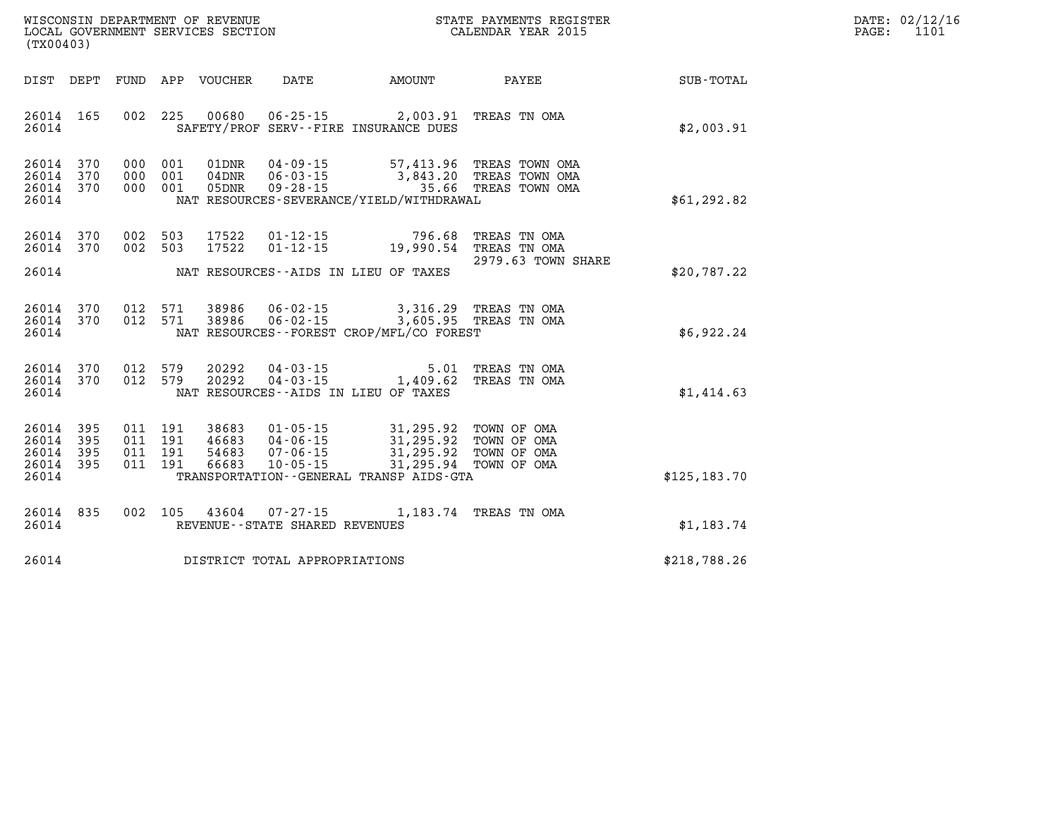WISCONSIN DEPARTMENT OF REVENUE
LOCAL GOVERNMENT SERVICES SECTION
(TX00403)

STATE PAYMENTS REGISTER
CALENDAR YEAR 2015

| DIST | DEPT | FUND | APP | VOUCHER | DATE | AMOUNT | PAYEE | SUB-TOTAL |
|---|---|---|---|---|---|---|---|---|
| 26014 | 165 | 002 | 225 | 00680 | 06-25-15 | 2,003.91 | TREAS TN OMA | |
| 26014 | | | | SAFETY/PROF SERV--FIRE INSURANCE DUES | | | | $2,003.91 |
| 26014 | 370 | 000 | 001 | 01DNR | 04-09-15 | 57,413.96 | TREAS TOWN OMA | |
| 26014 | 370 | 000 | 001 | 04DNR | 06-03-15 | 3,843.20 | TREAS TOWN OMA | |
| 26014 | 370 | 000 | 001 | 05DNR | 09-28-15 | 35.66 | TREAS TOWN OMA | |
| 26014 | | | | NAT RESOURCES-SEVERANCE/YIELD/WITHDRAWAL | | | | $61,292.82 |
| 26014 | 370 | 002 | 503 | 17522 | 01-12-15 | 796.68 | TREAS TN OMA | |
| 26014 | 370 | 002 | 503 | 17522 | 01-12-15 | 19,990.54 | TREAS TN OMA 2979.63 TOWN SHARE | |
| 26014 | | | | NAT RESOURCES--AIDS IN LIEU OF TAXES | | | | $20,787.22 |
| 26014 | 370 | 012 | 571 | 38986 | 06-02-15 | 3,316.29 | TREAS TN OMA | |
| 26014 | 370 | 012 | 571 | 38986 | 06-02-15 | 3,605.95 | TREAS TN OMA | |
| 26014 | | | | NAT RESOURCES--FOREST CROP/MFL/CO FOREST | | | | $6,922.24 |
| 26014 | 370 | 012 | 579 | 20292 | 04-03-15 | 5.01 | TREAS TN OMA | |
| 26014 | 370 | 012 | 579 | 20292 | 04-03-15 | 1,409.62 | TREAS TN OMA | |
| 26014 | | | | NAT RESOURCES--AIDS IN LIEU OF TAXES | | | | $1,414.63 |
| 26014 | 395 | 011 | 191 | 38683 | 01-05-15 | 31,295.92 | TOWN OF OMA | |
| 26014 | 395 | 011 | 191 | 46683 | 04-06-15 | 31,295.92 | TOWN OF OMA | |
| 26014 | 395 | 011 | 191 | 54683 | 07-06-15 | 31,295.92 | TOWN OF OMA | |
| 26014 | 395 | 011 | 191 | 66683 | 10-05-15 | 31,295.94 | TOWN OF OMA | |
| 26014 | | | | TRANSPORTATION--GENERAL TRANSP AIDS-GTA | | | | $125,183.70 |
| 26014 | 835 | 002 | 105 | 43604 | 07-27-15 | 1,183.74 | TREAS TN OMA | |
| 26014 | | | | REVENUE--STATE SHARED REVENUES | | | | $1,183.74 |
| 26014 | | | | DISTRICT TOTAL APPROPRIATIONS | | | | $218,788.26 |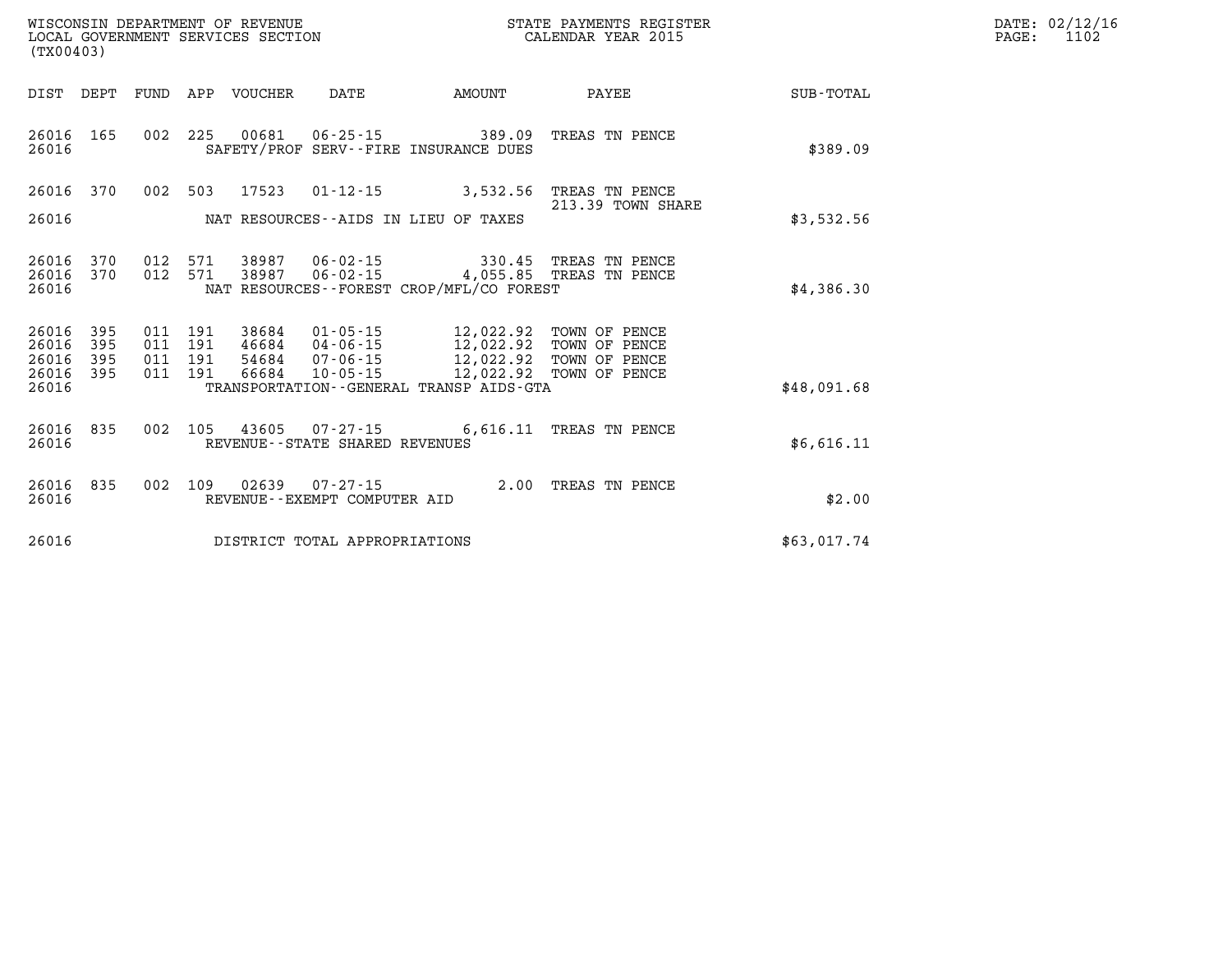WISCONSIN DEPARTMENT OF REVENUE
LOCAL GOVERNMENT SERVICES SECTION
(TX00403)

STATE PAYMENTS REGISTER
CALENDAR YEAR 2015

| DIST | DEPT | FUND | APP | VOUCHER | DATE | AMOUNT | PAYEE | SUB-TOTAL |
|---|---|---|---|---|---|---|---|---|
| 26016 | 165 | 002 | 225 | 00681 | 06-25-15 | 389.09 | TREAS TN PENCE | |
| 26016 | | | | | SAFETY/PROF SERV--FIRE INSURANCE DUES | | | $389.09 |
| 26016 | 370 | 002 | 503 | 17523 | 01-12-15 | 3,532.56 | TREAS TN PENCE 213.39 TOWN SHARE | |
| 26016 | | | | | NAT RESOURCES--AIDS IN LIEU OF TAXES | | | $3,532.56 |
| 26016 | 370 | 012 | 571 | 38987 | 06-02-15 | 330.45 | TREAS TN PENCE | |
| 26016 | 370 | 012 | 571 | 38987 | 06-02-15 | 4,055.85 | TREAS TN PENCE | |
| 26016 | | | | | NAT RESOURCES--FOREST CROP/MFL/CO FOREST | | | $4,386.30 |
| 26016 | 395 | 011 | 191 | 38684 | 01-05-15 | 12,022.92 | TOWN OF PENCE | |
| 26016 | 395 | 011 | 191 | 46684 | 04-06-15 | 12,022.92 | TOWN OF PENCE | |
| 26016 | 395 | 011 | 191 | 54684 | 07-06-15 | 12,022.92 | TOWN OF PENCE | |
| 26016 | 395 | 011 | 191 | 66684 | 10-05-15 | 12,022.92 | TOWN OF PENCE | |
| 26016 | | | | | TRANSPORTATION--GENERAL TRANSP AIDS-GTA | | | $48,091.68 |
| 26016 | 835 | 002 | 105 | 43605 | 07-27-15 | 6,616.11 | TREAS TN PENCE | |
| 26016 | | | | | REVENUE--STATE SHARED REVENUES | | | $6,616.11 |
| 26016 | 835 | 002 | 109 | 02639 | 07-27-15 | 2.00 | TREAS TN PENCE | |
| 26016 | | | | | REVENUE--EXEMPT COMPUTER AID | | | $2.00 |
| 26016 | | | | | DISTRICT TOTAL APPROPRIATIONS | | | $63,017.74 |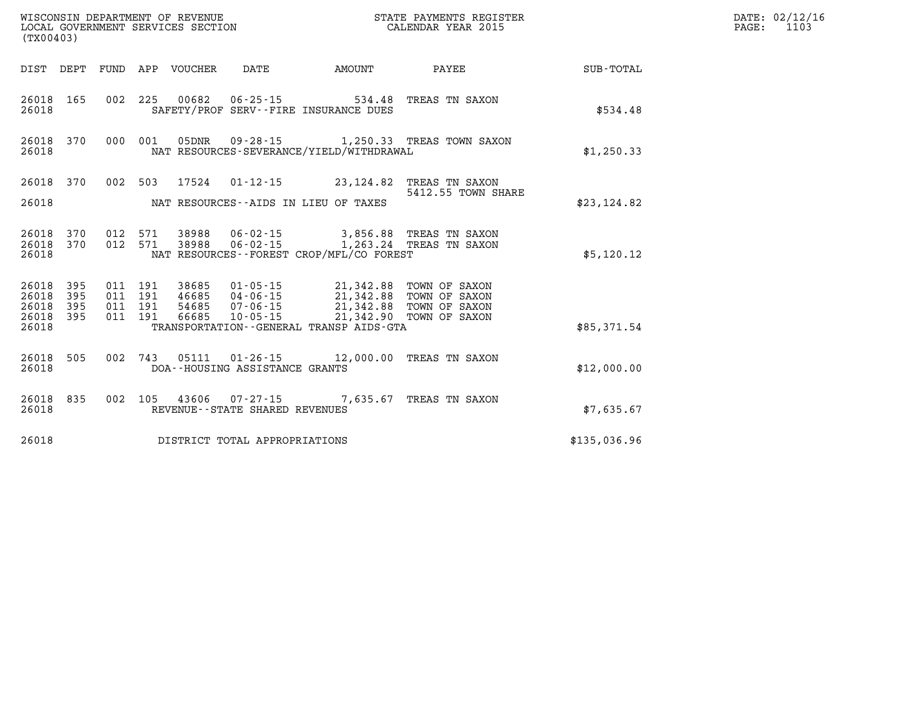WISCONSIN DEPARTMENT OF REVENUE
LOCAL GOVERNMENT SERVICES SECTION
(TX00403)

STATE PAYMENTS REGISTER
CALENDAR YEAR 2015

DATE: 02/12/16
PAGE: 1103

| DIST | DEPT | FUND | APP | VOUCHER | DATE | AMOUNT | PAYEE | SUB-TOTAL |
|---|---|---|---|---|---|---|---|---|
| 26018 | 165 | 002 | 225 | 00682 | 06-25-15 | 534.48 | TREAS TN SAXON | |
| 26018 | | | | | SAFETY/PROF SERV--FIRE INSURANCE DUES | | | $534.48 |
| 26018 | 370 | 000 | 001 | 05DNR | 09-28-15 | 1,250.33 | TREAS TOWN SAXON | |
| 26018 | | | | | NAT RESOURCES-SEVERANCE/YIELD/WITHDRAWAL | | | $1,250.33 |
| 26018 | 370 | 002 | 503 | 17524 | 01-12-15 | 23,124.82 | TREAS TN SAXON 5412.55 TOWN SHARE | |
| 26018 | | | | | NAT RESOURCES--AIDS IN LIEU OF TAXES | | | $23,124.82 |
| 26018 | 370 | 012 | 571 | 38988 | 06-02-15 | 3,856.88 | TREAS TN SAXON | |
| 26018 | 370 | 012 | 571 | 38988 | 06-02-15 | 1,263.24 | TREAS TN SAXON | |
| 26018 | | | | | NAT RESOURCES--FOREST CROP/MFL/CO FOREST | | | $5,120.12 |
| 26018 | 395 | 011 | 191 | 38685 | 01-05-15 | 21,342.88 | TOWN OF SAXON | |
| 26018 | 395 | 011 | 191 | 46685 | 04-06-15 | 21,342.88 | TOWN OF SAXON | |
| 26018 | 395 | 011 | 191 | 54685 | 07-06-15 | 21,342.88 | TOWN OF SAXON | |
| 26018 | 395 | 011 | 191 | 66685 | 10-05-15 | 21,342.90 | TOWN OF SAXON | |
| 26018 | | | | | TRANSPORTATION--GENERAL TRANSP AIDS-GTA | | | $85,371.54 |
| 26018 | 505 | 002 | 743 | 05111 | 01-26-15 | 12,000.00 | TREAS TN SAXON | |
| 26018 | | | | | DOA--HOUSING ASSISTANCE GRANTS | | | $12,000.00 |
| 26018 | 835 | 002 | 105 | 43606 | 07-27-15 | 7,635.67 | TREAS TN SAXON | |
| 26018 | | | | | REVENUE--STATE SHARED REVENUES | | | $7,635.67 |
| 26018 | | | | | DISTRICT TOTAL APPROPRIATIONS | | | $135,036.96 |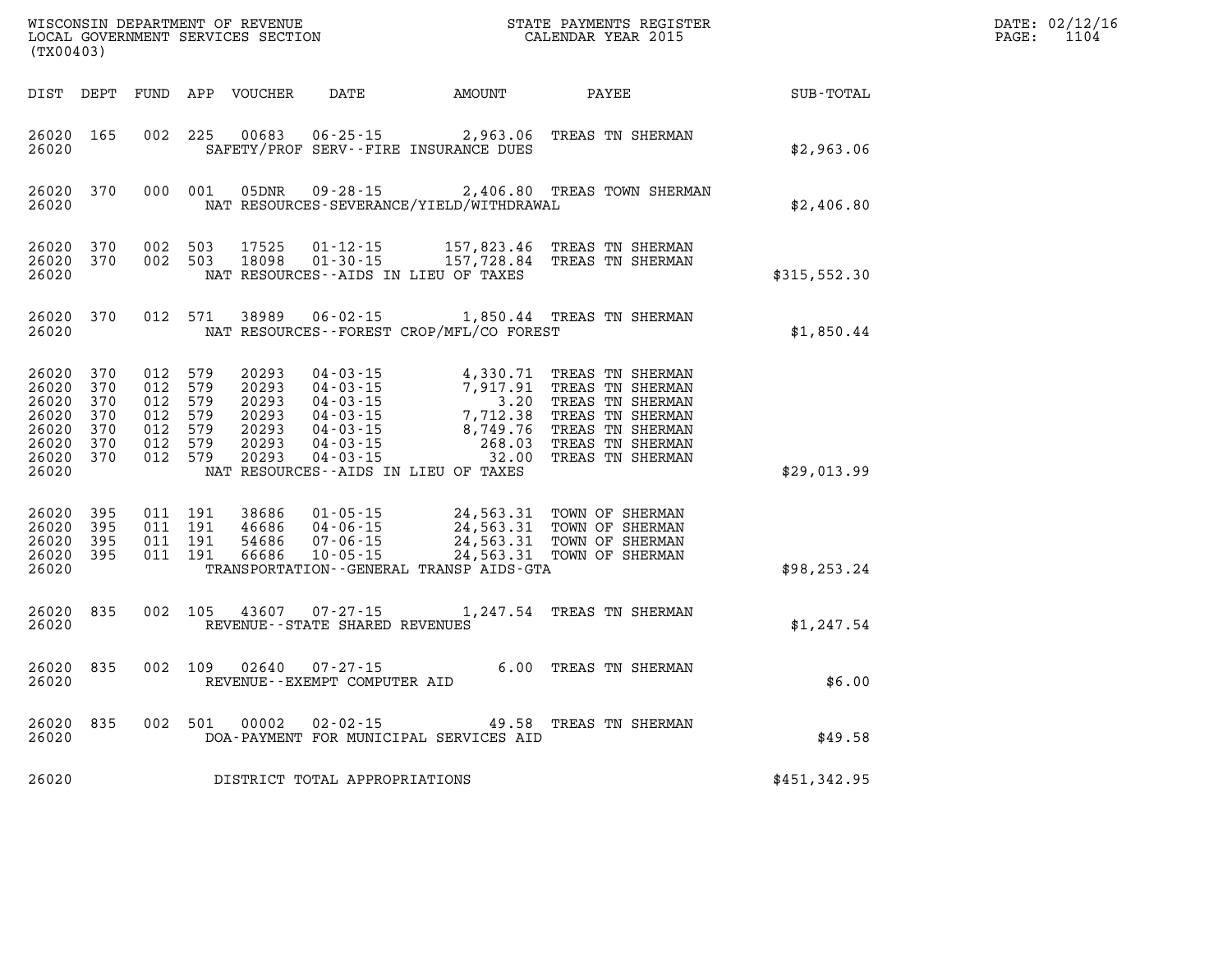WISCONSIN DEPARTMENT OF REVENUE
LOCAL GOVERNMENT SERVICES SECTION
(TX00403)

STATE PAYMENTS REGISTER
CALENDAR YEAR 2015

DATE: 02/12/16
PAGE: 1104

| DIST | DEPT | FUND | APP | VOUCHER | DATE | AMOUNT | PAYEE | SUB-TOTAL |
|---|---|---|---|---|---|---|---|---|
| 26020 | 165 | 002 | 225 | 00683 | 06-25-15 | 2,963.06 | TREAS TN SHERMAN | |
| 26020 | | | | | SAFETY/PROF SERV--FIRE INSURANCE DUES | | | $2,963.06 |
| 26020 | 370 | 000 | 001 | 05DNR | 09-28-15 | 2,406.80 | TREAS TOWN SHERMAN | |
| 26020 | | | | | NAT RESOURCES-SEVERANCE/YIELD/WITHDRAWAL | | | $2,406.80 |
| 26020 | 370 | 002 | 503 | 17525 | 01-12-15 | 157,823.46 | TREAS TN SHERMAN | |
| 26020 | 370 | 002 | 503 | 18098 | 01-30-15 | 157,728.84 | TREAS TN SHERMAN | |
| 26020 | | | | | NAT RESOURCES--AIDS IN LIEU OF TAXES | | | $315,552.30 |
| 26020 | 370 | 012 | 571 | 38989 | 06-02-15 | 1,850.44 | TREAS TN SHERMAN | |
| 26020 | | | | | NAT RESOURCES--FOREST CROP/MFL/CO FOREST | | | $1,850.44 |
| 26020 | 370 | 012 | 579 | 20293 | 04-03-15 | 4,330.71 | TREAS TN SHERMAN | |
| 26020 | 370 | 012 | 579 | 20293 | 04-03-15 | 7,917.91 | TREAS TN SHERMAN | |
| 26020 | 370 | 012 | 579 | 20293 | 04-03-15 | 3.20 | TREAS TN SHERMAN | |
| 26020 | 370 | 012 | 579 | 20293 | 04-03-15 | 7,712.38 | TREAS TN SHERMAN | |
| 26020 | 370 | 012 | 579 | 20293 | 04-03-15 | 8,749.76 | TREAS TN SHERMAN | |
| 26020 | 370 | 012 | 579 | 20293 | 04-03-15 | 268.03 | TREAS TN SHERMAN | |
| 26020 | 370 | 012 | 579 | 20293 | 04-03-15 | 32.00 | TREAS TN SHERMAN | |
| 26020 | | | | | NAT RESOURCES--AIDS IN LIEU OF TAXES | | | $29,013.99 |
| 26020 | 395 | 011 | 191 | 38686 | 01-05-15 | 24,563.31 | TOWN OF SHERMAN | |
| 26020 | 395 | 011 | 191 | 46686 | 04-06-15 | 24,563.31 | TOWN OF SHERMAN | |
| 26020 | 395 | 011 | 191 | 54686 | 07-06-15 | 24,563.31 | TOWN OF SHERMAN | |
| 26020 | 395 | 011 | 191 | 66686 | 10-05-15 | 24,563.31 | TOWN OF SHERMAN | |
| 26020 | | | | | TRANSPORTATION--GENERAL TRANSP AIDS-GTA | | | $98,253.24 |
| 26020 | 835 | 002 | 105 | 43607 | 07-27-15 | 1,247.54 | TREAS TN SHERMAN | |
| 26020 | | | | | REVENUE--STATE SHARED REVENUES | | | $1,247.54 |
| 26020 | 835 | 002 | 109 | 02640 | 07-27-15 | 6.00 | TREAS TN SHERMAN | |
| 26020 | | | | | REVENUE--EXEMPT COMPUTER AID | | | $6.00 |
| 26020 | 835 | 002 | 501 | 00002 | 02-02-15 | 49.58 | TREAS TN SHERMAN | |
| 26020 | | | | | DOA-PAYMENT FOR MUNICIPAL SERVICES AID | | | $49.58 |
| 26020 | | | | | DISTRICT TOTAL APPROPRIATIONS | | | $451,342.95 |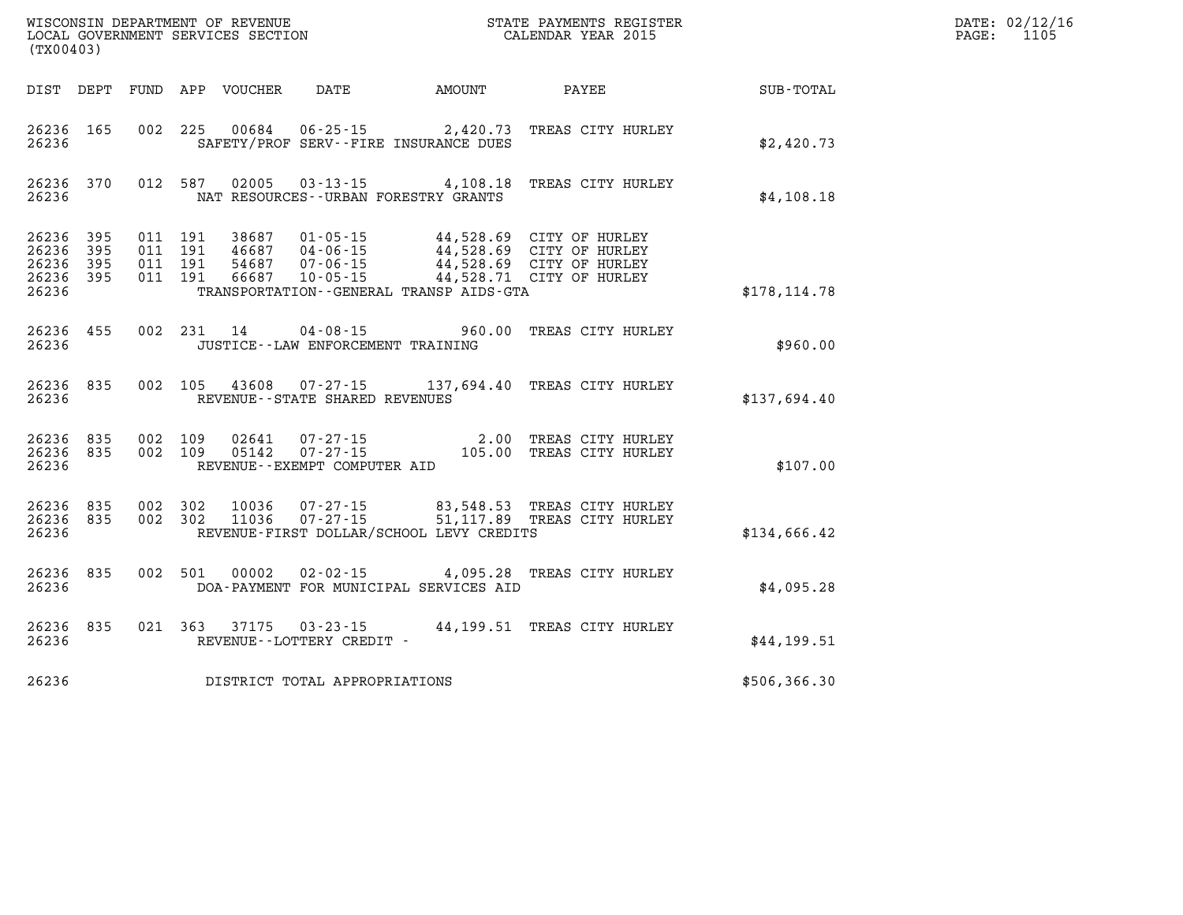WISCONSIN DEPARTMENT OF REVENUE
LOCAL GOVERNMENT SERVICES SECTION
(TX00403)

STATE PAYMENTS REGISTER
CALENDAR YEAR 2015

| DIST | DEPT | FUND | APP | VOUCHER | DATE | AMOUNT | PAYEE | SUB-TOTAL |
|---|---|---|---|---|---|---|---|---|
| 26236 | 165 | 002 | 225 | 00684 | 06-25-15 | 2,420.73 | TREAS CITY HURLEY | |
| 26236 | | | | SAFETY/PROF SERV--FIRE INSURANCE DUES | | | | $2,420.73 |
| 26236 | 370 | 012 | 587 | 02005 | 03-13-15 | 4,108.18 | TREAS CITY HURLEY | |
| 26236 | | | | NAT RESOURCES--URBAN FORESTRY GRANTS | | | | $4,108.18 |
| 26236 | 395 | 011 | 191 | 38687 | 01-05-15 | 44,528.69 | CITY OF HURLEY | |
| 26236 | 395 | 011 | 191 | 46687 | 04-06-15 | 44,528.69 | CITY OF HURLEY | |
| 26236 | 395 | 011 | 191 | 54687 | 07-06-15 | 44,528.69 | CITY OF HURLEY | |
| 26236 | 395 | 011 | 191 | 66687 | 10-05-15 | 44,528.71 | CITY OF HURLEY | |
| 26236 | | | | TRANSPORTATION--GENERAL TRANSP AIDS-GTA | | | | $178,114.78 |
| 26236 | 455 | 002 | 231 | 14 | 04-08-15 | 960.00 | TREAS CITY HURLEY | |
| 26236 | | | | JUSTICE--LAW ENFORCEMENT TRAINING | | | | $960.00 |
| 26236 | 835 | 002 | 105 | 43608 | 07-27-15 | 137,694.40 | TREAS CITY HURLEY | |
| 26236 | | | | REVENUE--STATE SHARED REVENUES | | | | $137,694.40 |
| 26236 | 835 | 002 | 109 | 02641 | 07-27-15 | 2.00 | TREAS CITY HURLEY | |
| 26236 | 835 | 002 | 109 | 05142 | 07-27-15 | 105.00 | TREAS CITY HURLEY | |
| 26236 | | | | REVENUE--EXEMPT COMPUTER AID | | | | $107.00 |
| 26236 | 835 | 002 | 302 | 10036 | 07-27-15 | 83,548.53 | TREAS CITY HURLEY | |
| 26236 | 835 | 002 | 302 | 11036 | 07-27-15 | 51,117.89 | TREAS CITY HURLEY | |
| 26236 | | | | REVENUE-FIRST DOLLAR/SCHOOL LEVY CREDITS | | | | $134,666.42 |
| 26236 | 835 | 002 | 501 | 00002 | 02-02-15 | 4,095.28 | TREAS CITY HURLEY | |
| 26236 | | | | DOA-PAYMENT FOR MUNICIPAL SERVICES AID | | | | $4,095.28 |
| 26236 | 835 | 021 | 363 | 37175 | 03-23-15 | 44,199.51 | TREAS CITY HURLEY | |
| 26236 | | | | REVENUE--LOTTERY CREDIT - | | | | $44,199.51 |
| 26236 | | | | DISTRICT TOTAL APPROPRIATIONS | | | | $506,366.30 |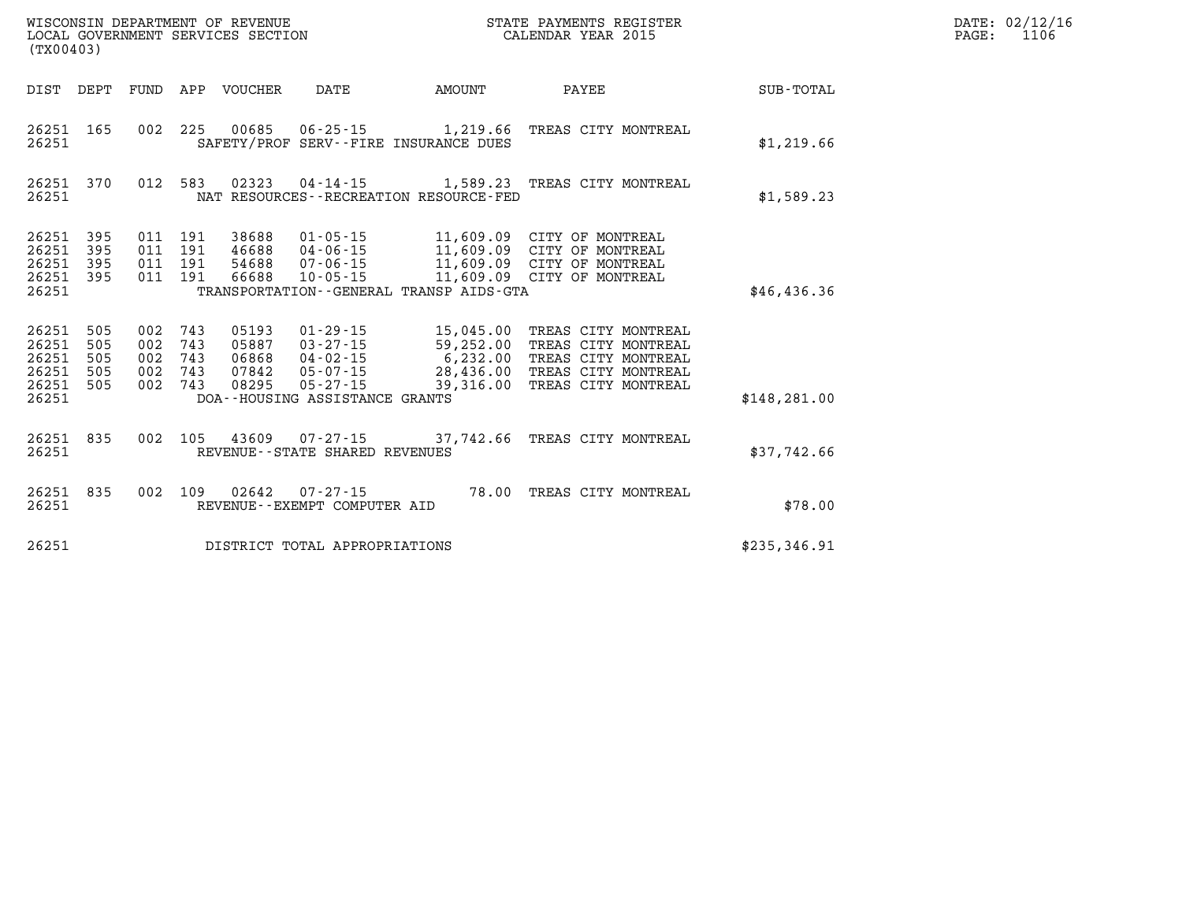WISCONSIN DEPARTMENT OF REVENUE
LOCAL GOVERNMENT SERVICES SECTION
(TX00403)

STATE PAYMENTS REGISTER
CALENDAR YEAR 2015

| DIST | DEPT | FUND | APP | VOUCHER | DATE | AMOUNT | PAYEE | SUB-TOTAL |
|---|---|---|---|---|---|---|---|---|
| 26251 | 165 | 002 | 225 | 00685 | 06-25-15 | 1,219.66 | TREAS CITY MONTREAL | |
| 26251 | | | | | SAFETY/PROF SERV--FIRE INSURANCE DUES | | | $1,219.66 |
| 26251 | 370 | 012 | 583 | 02323 | 04-14-15 | 1,589.23 | TREAS CITY MONTREAL | |
| 26251 | | | | | NAT RESOURCES--RECREATION RESOURCE-FED | | | $1,589.23 |
| 26251 | 395 | 011 | 191 | 38688 | 01-05-15 | 11,609.09 | CITY OF MONTREAL | |
| 26251 | 395 | 011 | 191 | 46688 | 04-06-15 | 11,609.09 | CITY OF MONTREAL | |
| 26251 | 395 | 011 | 191 | 54688 | 07-06-15 | 11,609.09 | CITY OF MONTREAL | |
| 26251 | 395 | 011 | 191 | 66688 | 10-05-15 | 11,609.09 | CITY OF MONTREAL | |
| 26251 | | | | | TRANSPORTATION--GENERAL TRANSP AIDS-GTA | | | $46,436.36 |
| 26251 | 505 | 002 | 743 | 05193 | 01-29-15 | 15,045.00 | TREAS CITY MONTREAL | |
| 26251 | 505 | 002 | 743 | 05887 | 03-27-15 | 59,252.00 | TREAS CITY MONTREAL | |
| 26251 | 505 | 002 | 743 | 06868 | 04-02-15 | 6,232.00 | TREAS CITY MONTREAL | |
| 26251 | 505 | 002 | 743 | 07842 | 05-07-15 | 28,436.00 | TREAS CITY MONTREAL | |
| 26251 | 505 | 002 | 743 | 08295 | 05-27-15 | 39,316.00 | TREAS CITY MONTREAL | |
| 26251 | | | | | DOA--HOUSING ASSISTANCE GRANTS | | | $148,281.00 |
| 26251 | 835 | 002 | 105 | 43609 | 07-27-15 | 37,742.66 | TREAS CITY MONTREAL | |
| 26251 | | | | | REVENUE--STATE SHARED REVENUES | | | $37,742.66 |
| 26251 | 835 | 002 | 109 | 02642 | 07-27-15 | 78.00 | TREAS CITY MONTREAL | |
| 26251 | | | | | REVENUE--EXEMPT COMPUTER AID | | | $78.00 |
| 26251 | | | | | DISTRICT TOTAL APPROPRIATIONS | | | $235,346.91 |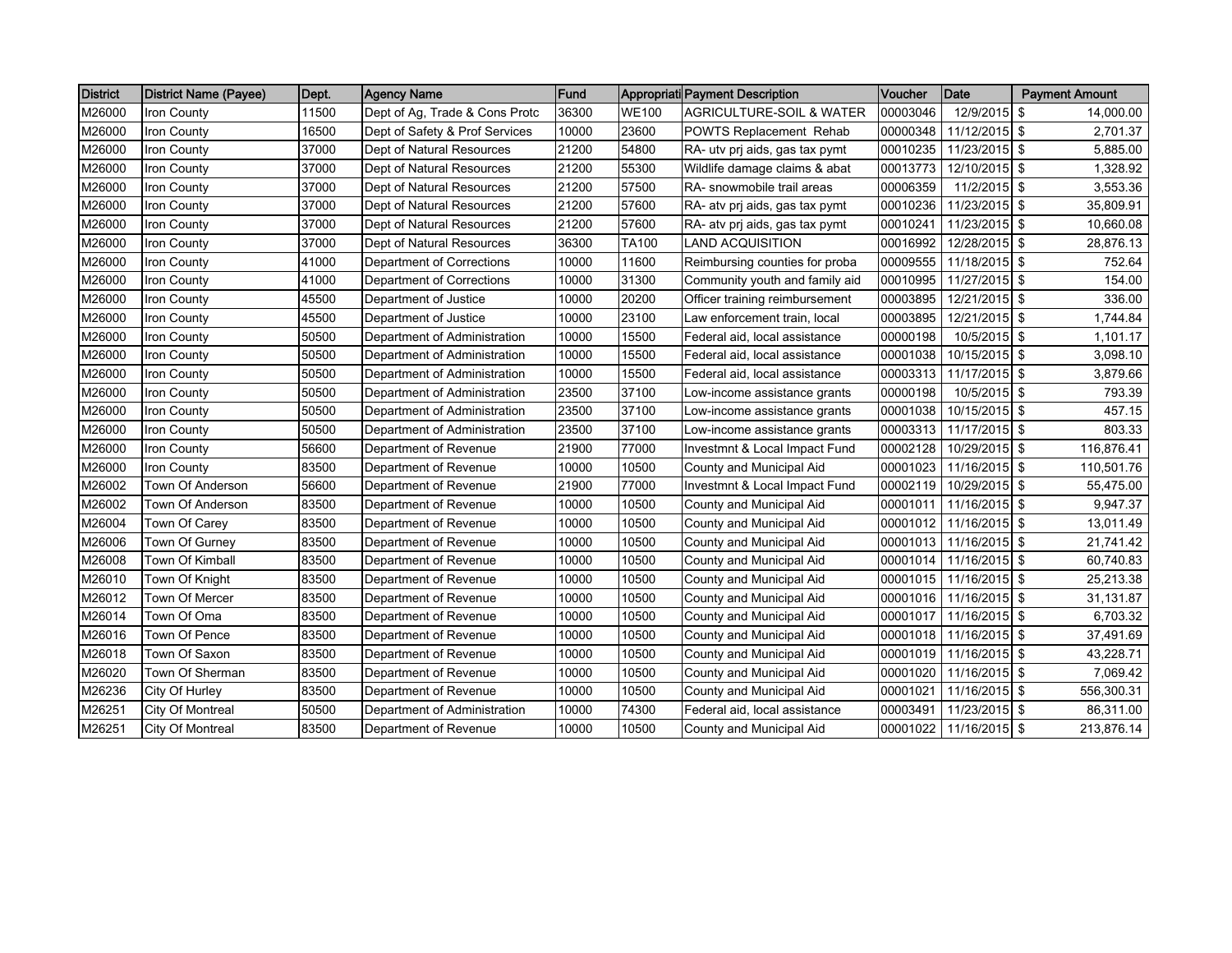| District | District Name (Payee) | Dept. | Agency Name | Fund | Appropriati | Payment Description | Voucher | Date | Payment Amount |
|---|---|---|---|---|---|---|---|---|---|
| M26000 | Iron County | 11500 | Dept of Ag, Trade & Cons Protc | 36300 | WE100 | AGRICULTURE-SOIL & WATER | 00003046 | 12/9/2015 | $ 14,000.00 |
| M26000 | Iron County | 16500 | Dept of Safety & Prof Services | 10000 | 23600 | POWTS Replacement Rehab | 00000348 | 11/12/2015 | $ 2,701.37 |
| M26000 | Iron County | 37000 | Dept of Natural Resources | 21200 | 54800 | RA- utv prj aids, gas tax pymt | 00010235 | 11/23/2015 | $ 5,885.00 |
| M26000 | Iron County | 37000 | Dept of Natural Resources | 21200 | 55300 | Wildlife damage claims & abat | 00013773 | 12/10/2015 | $ 1,328.92 |
| M26000 | Iron County | 37000 | Dept of Natural Resources | 21200 | 57500 | RA- snowmobile trail areas | 00006359 | 11/2/2015 | $ 3,553.36 |
| M26000 | Iron County | 37000 | Dept of Natural Resources | 21200 | 57600 | RA- atv prj aids, gas tax pymt | 00010236 | 11/23/2015 | $ 35,809.91 |
| M26000 | Iron County | 37000 | Dept of Natural Resources | 21200 | 57600 | RA- atv prj aids, gas tax pymt | 00010241 | 11/23/2015 | $ 10,660.08 |
| M26000 | Iron County | 37000 | Dept of Natural Resources | 36300 | TA100 | LAND ACQUISITION | 00016992 | 12/28/2015 | $ 28,876.13 |
| M26000 | Iron County | 41000 | Department of Corrections | 10000 | 11600 | Reimbursing counties for proba | 00009555 | 11/18/2015 | $ 752.64 |
| M26000 | Iron County | 41000 | Department of Corrections | 10000 | 31300 | Community youth and family aid | 00010995 | 11/27/2015 | $ 154.00 |
| M26000 | Iron County | 45500 | Department of Justice | 10000 | 20200 | Officer training reimbursement | 00003895 | 12/21/2015 | $ 336.00 |
| M26000 | Iron County | 45500 | Department of Justice | 10000 | 23100 | Law enforcement train, local | 00003895 | 12/21/2015 | $ 1,744.84 |
| M26000 | Iron County | 50500 | Department of Administration | 10000 | 15500 | Federal aid, local assistance | 00000198 | 10/5/2015 | $ 1,101.17 |
| M26000 | Iron County | 50500 | Department of Administration | 10000 | 15500 | Federal aid, local assistance | 00001038 | 10/15/2015 | $ 3,098.10 |
| M26000 | Iron County | 50500 | Department of Administration | 10000 | 15500 | Federal aid, local assistance | 00003313 | 11/17/2015 | $ 3,879.66 |
| M26000 | Iron County | 50500 | Department of Administration | 23500 | 37100 | Low-income assistance grants | 00000198 | 10/5/2015 | $ 793.39 |
| M26000 | Iron County | 50500 | Department of Administration | 23500 | 37100 | Low-income assistance grants | 00001038 | 10/15/2015 | $ 457.15 |
| M26000 | Iron County | 50500 | Department of Administration | 23500 | 37100 | Low-income assistance grants | 00003313 | 11/17/2015 | $ 803.33 |
| M26000 | Iron County | 56600 | Department of Revenue | 21900 | 77000 | Investmnt & Local Impact Fund | 00002128 | 10/29/2015 | $ 116,876.41 |
| M26000 | Iron County | 83500 | Department of Revenue | 10000 | 10500 | County and Municipal Aid | 00001023 | 11/16/2015 | $ 110,501.76 |
| M26002 | Town Of Anderson | 56600 | Department of Revenue | 21900 | 77000 | Investmnt & Local Impact Fund | 00002119 | 10/29/2015 | $ 55,475.00 |
| M26002 | Town Of Anderson | 83500 | Department of Revenue | 10000 | 10500 | County and Municipal Aid | 00001011 | 11/16/2015 | $ 9,947.37 |
| M26004 | Town Of Carey | 83500 | Department of Revenue | 10000 | 10500 | County and Municipal Aid | 00001012 | 11/16/2015 | $ 13,011.49 |
| M26006 | Town Of Gurney | 83500 | Department of Revenue | 10000 | 10500 | County and Municipal Aid | 00001013 | 11/16/2015 | $ 21,741.42 |
| M26008 | Town Of Kimball | 83500 | Department of Revenue | 10000 | 10500 | County and Municipal Aid | 00001014 | 11/16/2015 | $ 60,740.83 |
| M26010 | Town Of Knight | 83500 | Department of Revenue | 10000 | 10500 | County and Municipal Aid | 00001015 | 11/16/2015 | $ 25,213.38 |
| M26012 | Town Of Mercer | 83500 | Department of Revenue | 10000 | 10500 | County and Municipal Aid | 00001016 | 11/16/2015 | $ 31,131.87 |
| M26014 | Town Of Oma | 83500 | Department of Revenue | 10000 | 10500 | County and Municipal Aid | 00001017 | 11/16/2015 | $ 6,703.32 |
| M26016 | Town Of Pence | 83500 | Department of Revenue | 10000 | 10500 | County and Municipal Aid | 00001018 | 11/16/2015 | $ 37,491.69 |
| M26018 | Town Of Saxon | 83500 | Department of Revenue | 10000 | 10500 | County and Municipal Aid | 00001019 | 11/16/2015 | $ 43,228.71 |
| M26020 | Town Of Sherman | 83500 | Department of Revenue | 10000 | 10500 | County and Municipal Aid | 00001020 | 11/16/2015 | $ 7,069.42 |
| M26236 | City Of Hurley | 83500 | Department of Revenue | 10000 | 10500 | County and Municipal Aid | 00001021 | 11/16/2015 | $ 556,300.31 |
| M26251 | City Of Montreal | 50500 | Department of Administration | 10000 | 74300 | Federal aid, local assistance | 00003491 | 11/23/2015 | $ 86,311.00 |
| M26251 | City Of Montreal | 83500 | Department of Revenue | 10000 | 10500 | County and Municipal Aid | 00001022 | 11/16/2015 | $ 213,876.14 |